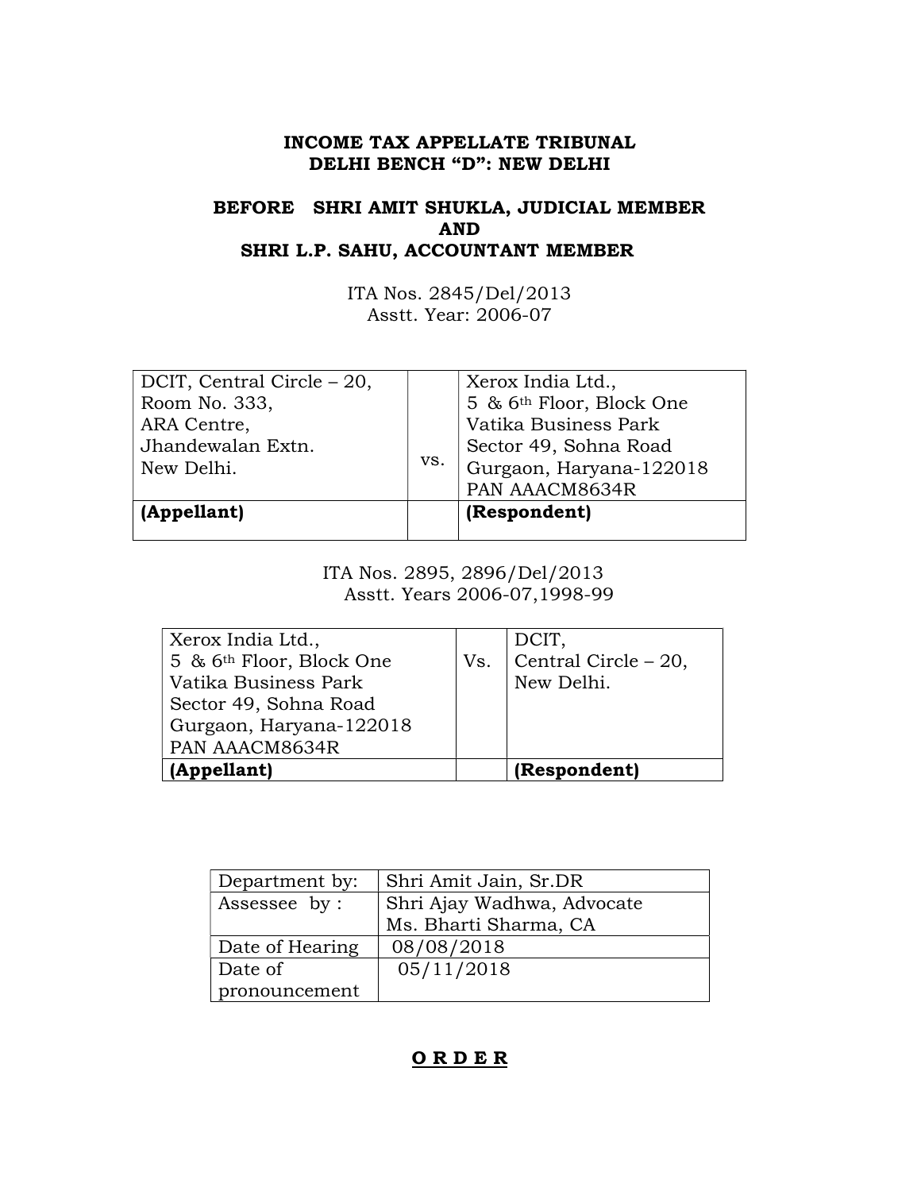**INCOME TAX APPELLATE TRIBUNAL**
**DELHI BENCH "D": NEW DELHI**

**BEFORE SHRI AMIT SHUKLA, JUDICIAL MEMBER**
**AND**
**SHRI L.P. SAHU, ACCOUNTANT MEMBER**

ITA Nos. 2845/Del/2013
Asstt. Year: 2006-07

| DCIT, Central Circle – 20, Room No. 333, ARA Centre, Jhandewalan Extn. New Delhi. | vs. | Xerox India Ltd., 5 & 6th Floor, Block One Vatika Business Park Sector 49, Sohna Road Gurgaon, Haryana-122018 PAN AAACM8634R |
|---|---|---|
| **(Appellant)** | | **(Respondent)** |

ITA Nos. 2895, 2896/Del/2013
Asstt. Years 2006-07,1998-99

| Xerox India Ltd., 5 & 6th Floor, Block One Vatika Business Park Sector 49, Sohna Road Gurgaon, Haryana-122018 PAN AAACM8634R | Vs. | DCIT, Central Circle – 20, New Delhi. |
|---|---|---|
| **(Appellant)** | | **(Respondent)** |

| Department by: | Shri Amit Jain, Sr.DR |
|---|---|
| Assessee by : | Shri Ajay Wadhwa, Advocate<br>Ms. Bharti Sharma, CA |
| Date of Hearing | 08/08/2018 |
| Date of pronouncement | 05/11/2018 |

**O R D E R**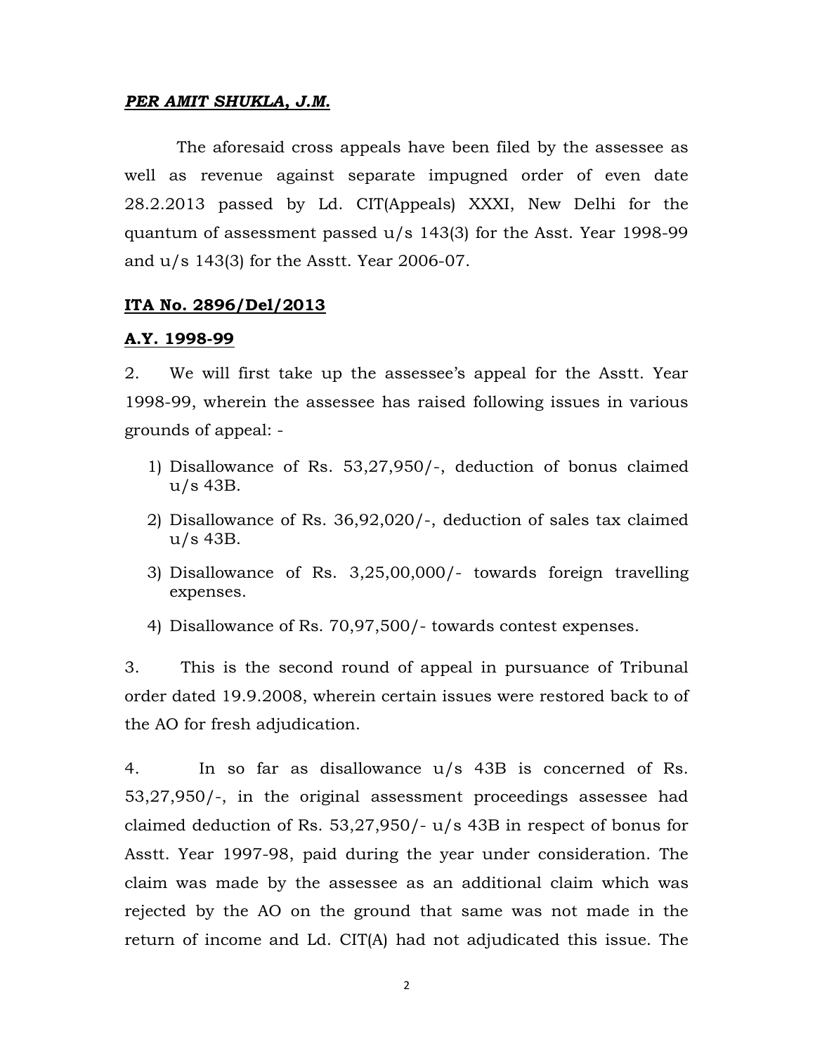***PER AMIT SHUKLA, J.M.***

The aforesaid cross appeals have been filed by the assessee as well as revenue against separate impugned order of even date 28.2.2013 passed by Ld. CIT(Appeals) XXXI, New Delhi for the quantum of assessment passed u/s 143(3) for the Asst. Year 1998-99 and u/s 143(3) for the Asstt. Year 2006-07.

**ITA No. 2896/Del/2013**

**A.Y. 1998-99**

2. We will first take up the assessee's appeal for the Asstt. Year 1998-99, wherein the assessee has raised following issues in various grounds of appeal: -

1) Disallowance of Rs. 53,27,950/-, deduction of bonus claimed u/s 43B.
2) Disallowance of Rs. 36,92,020/-, deduction of sales tax claimed u/s 43B.
3) Disallowance of Rs. 3,25,00,000/- towards foreign travelling expenses.
4) Disallowance of Rs. 70,97,500/- towards contest expenses.

3. This is the second round of appeal in pursuance of Tribunal order dated 19.9.2008, wherein certain issues were restored back to of the AO for fresh adjudication.

4. In so far as disallowance u/s 43B is concerned of Rs. 53,27,950/-, in the original assessment proceedings assessee had claimed deduction of Rs. 53,27,950/- u/s 43B in respect of bonus for Asstt. Year 1997-98, paid during the year under consideration. The claim was made by the assessee as an additional claim which was rejected by the AO on the ground that same was not made in the return of income and Ld. CIT(A) had not adjudicated this issue. The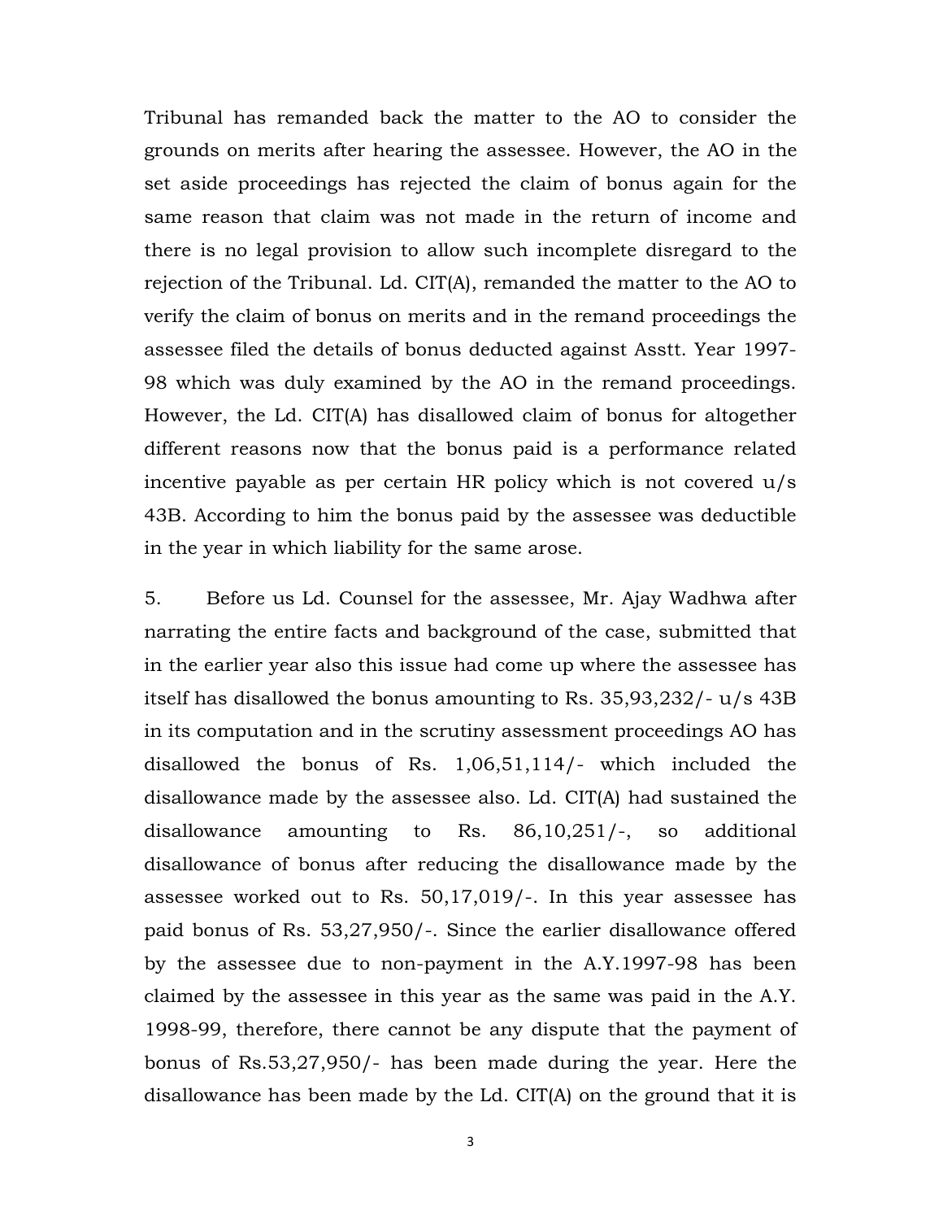Tribunal has remanded back the matter to the AO to consider the grounds on merits after hearing the assessee. However, the AO in the set aside proceedings has rejected the claim of bonus again for the same reason that claim was not made in the return of income and there is no legal provision to allow such incomplete disregard to the rejection of the Tribunal. Ld. CIT(A), remanded the matter to the AO to verify the claim of bonus on merits and in the remand proceedings the assessee filed the details of bonus deducted against Asstt. Year 1997-98 which was duly examined by the AO in the remand proceedings. However, the Ld. CIT(A) has disallowed claim of bonus for altogether different reasons now that the bonus paid is a performance related incentive payable as per certain HR policy which is not covered u/s 43B. According to him the bonus paid by the assessee was deductible in the year in which liability for the same arose.

5. Before us Ld. Counsel for the assessee, Mr. Ajay Wadhwa after narrating the entire facts and background of the case, submitted that in the earlier year also this issue had come up where the assessee has itself has disallowed the bonus amounting to Rs. 35,93,232/- u/s 43B in its computation and in the scrutiny assessment proceedings AO has disallowed the bonus of Rs. 1,06,51,114/- which included the disallowance made by the assessee also. Ld. CIT(A) had sustained the disallowance amounting to Rs. 86,10,251/-, so additional disallowance of bonus after reducing the disallowance made by the assessee worked out to Rs. 50,17,019/-. In this year assessee has paid bonus of Rs. 53,27,950/-. Since the earlier disallowance offered by the assessee due to non-payment in the A.Y.1997-98 has been claimed by the assessee in this year as the same was paid in the A.Y. 1998-99, therefore, there cannot be any dispute that the payment of bonus of Rs.53,27,950/- has been made during the year. Here the disallowance has been made by the Ld. CIT(A) on the ground that it is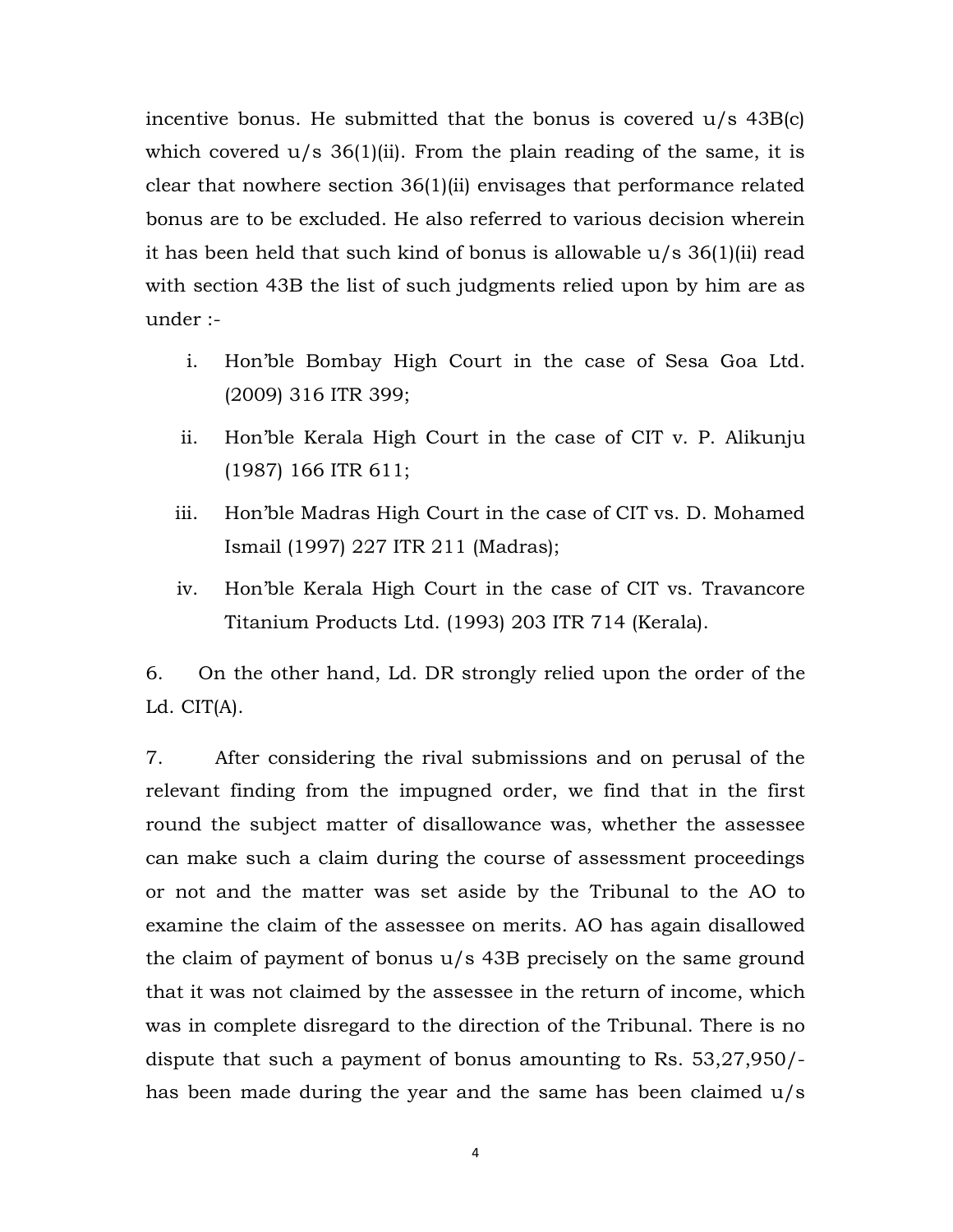incentive bonus. He submitted that the bonus is covered u/s 43B(c) which covered u/s 36(1)(ii). From the plain reading of the same, it is clear that nowhere section 36(1)(ii) envisages that performance related bonus are to be excluded. He also referred to various decision wherein it has been held that such kind of bonus is allowable u/s 36(1)(ii) read with section 43B the list of such judgments relied upon by him are as under :-

i. Hon'ble Bombay High Court in the case of Sesa Goa Ltd. (2009) 316 ITR 399;

ii. Hon'ble Kerala High Court in the case of CIT v. P. Alikunju (1987) 166 ITR 611;

iii. Hon'ble Madras High Court in the case of CIT vs. D. Mohamed Ismail (1997) 227 ITR 211 (Madras);

iv. Hon'ble Kerala High Court in the case of CIT vs. Travancore Titanium Products Ltd. (1993) 203 ITR 714 (Kerala).

6. On the other hand, Ld. DR strongly relied upon the order of the Ld. CIT(A).

7. After considering the rival submissions and on perusal of the relevant finding from the impugned order, we find that in the first round the subject matter of disallowance was, whether the assessee can make such a claim during the course of assessment proceedings or not and the matter was set aside by the Tribunal to the AO to examine the claim of the assessee on merits. AO has again disallowed the claim of payment of bonus u/s 43B precisely on the same ground that it was not claimed by the assessee in the return of income, which was in complete disregard to the direction of the Tribunal. There is no dispute that such a payment of bonus amounting to Rs. 53,27,950/- has been made during the year and the same has been claimed u/s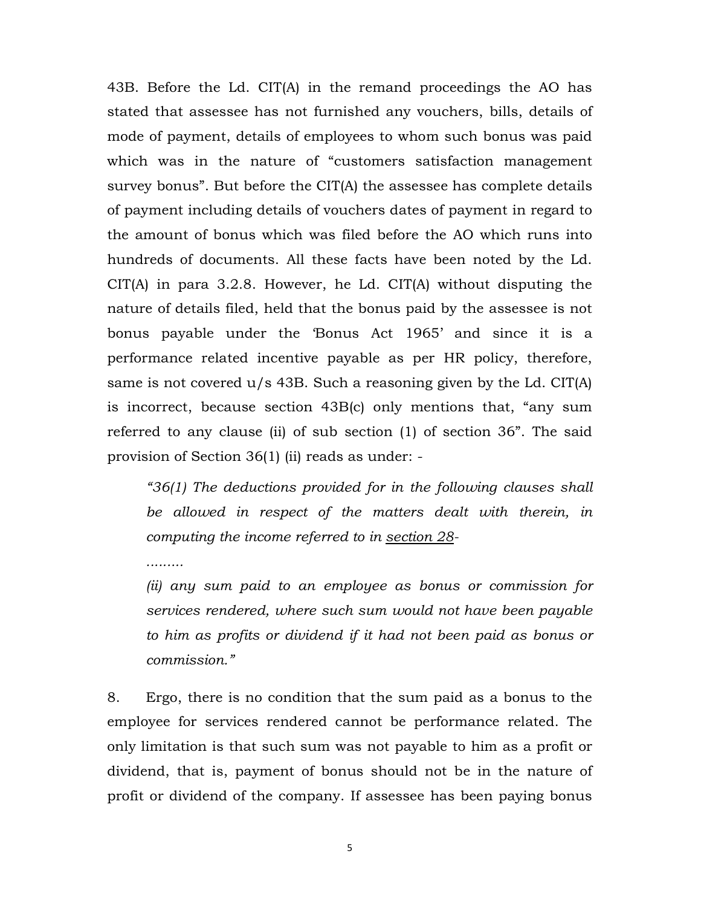43B. Before the Ld. CIT(A) in the remand proceedings the AO has stated that assessee has not furnished any vouchers, bills, details of mode of payment, details of employees to whom such bonus was paid which was in the nature of "customers satisfaction management survey bonus". But before the CIT(A) the assessee has complete details of payment including details of vouchers dates of payment in regard to the amount of bonus which was filed before the AO which runs into hundreds of documents. All these facts have been noted by the Ld. CIT(A) in para 3.2.8. However, he Ld. CIT(A) without disputing the nature of details filed, held that the bonus paid by the assessee is not bonus payable under the 'Bonus Act 1965' and since it is a performance related incentive payable as per HR policy, therefore, same is not covered u/s 43B. Such a reasoning given by the Ld. CIT(A) is incorrect, because section 43B(c) only mentions that, "any sum referred to any clause (ii) of sub section (1) of section 36". The said provision of Section 36(1) (ii) reads as under: -

> *"36(1) The deductions provided for in the following clauses shall be allowed in respect of the matters dealt with therein, in computing the income referred to in section 28-*
>
> *.........*
>
> *(ii) any sum paid to an employee as bonus or commission for services rendered, where such sum would not have been payable to him as profits or dividend if it had not been paid as bonus or commission."*

8. Ergo, there is no condition that the sum paid as a bonus to the employee for services rendered cannot be performance related. The only limitation is that such sum was not payable to him as a profit or dividend, that is, payment of bonus should not be in the nature of profit or dividend of the company. If assessee has been paying bonus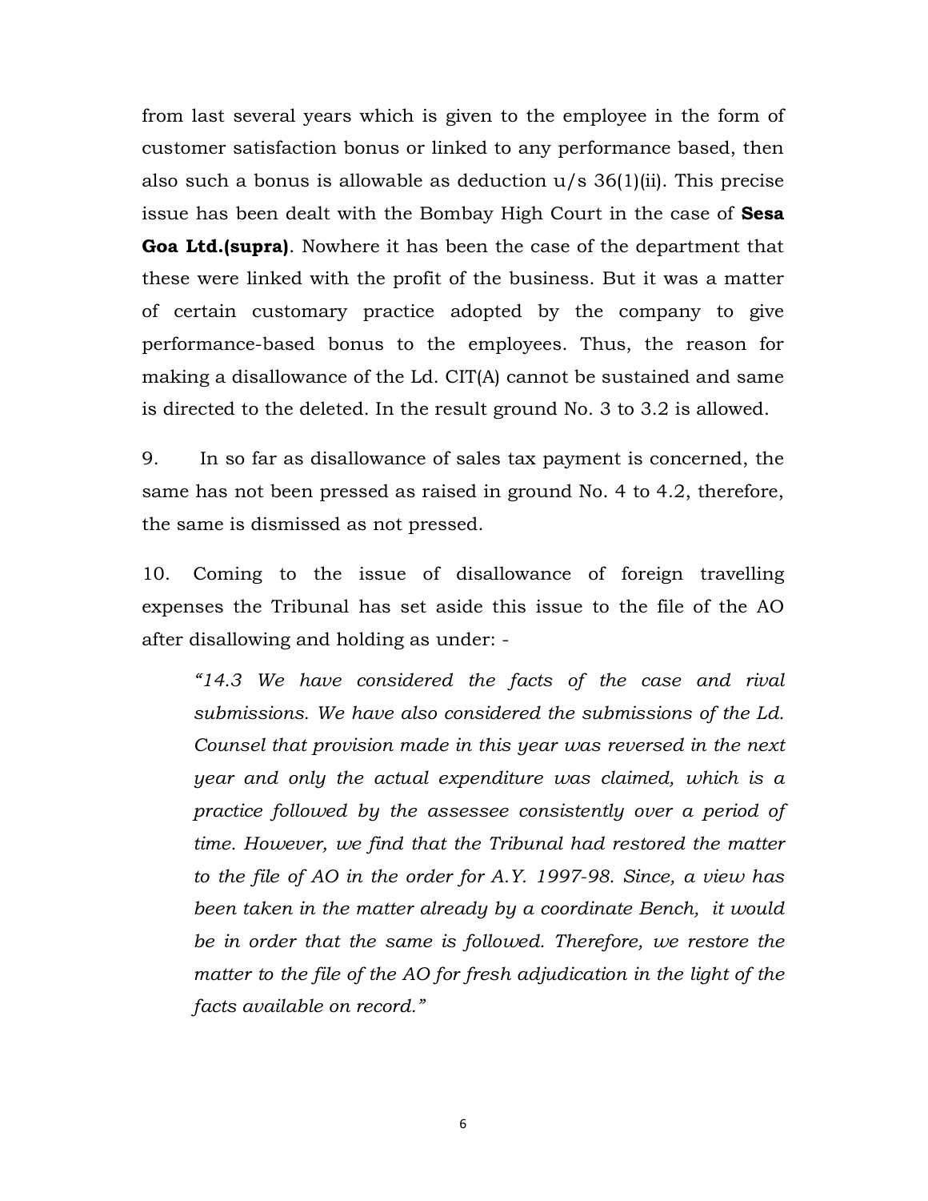from last several years which is given to the employee in the form of customer satisfaction bonus or linked to any performance based, then also such a bonus is allowable as deduction u/s 36(1)(ii). This precise issue has been dealt with the Bombay High Court in the case of **Sesa Goa Ltd.(supra)**. Nowhere it has been the case of the department that these were linked with the profit of the business. But it was a matter of certain customary practice adopted by the company to give performance-based bonus to the employees. Thus, the reason for making a disallowance of the Ld. CIT(A) cannot be sustained and same is directed to the deleted. In the result ground No. 3 to 3.2 is allowed.

9. In so far as disallowance of sales tax payment is concerned, the same has not been pressed as raised in ground No. 4 to 4.2, therefore, the same is dismissed as not pressed.

10. Coming to the issue of disallowance of foreign travelling expenses the Tribunal has set aside this issue to the file of the AO after disallowing and holding as under: -

> *"14.3 We have considered the facts of the case and rival submissions. We have also considered the submissions of the Ld. Counsel that provision made in this year was reversed in the next year and only the actual expenditure was claimed, which is a practice followed by the assessee consistently over a period of time. However, we find that the Tribunal had restored the matter to the file of AO in the order for A.Y. 1997-98. Since, a view has been taken in the matter already by a coordinate Bench, it would be in order that the same is followed. Therefore, we restore the matter to the file of the AO for fresh adjudication in the light of the facts available on record."*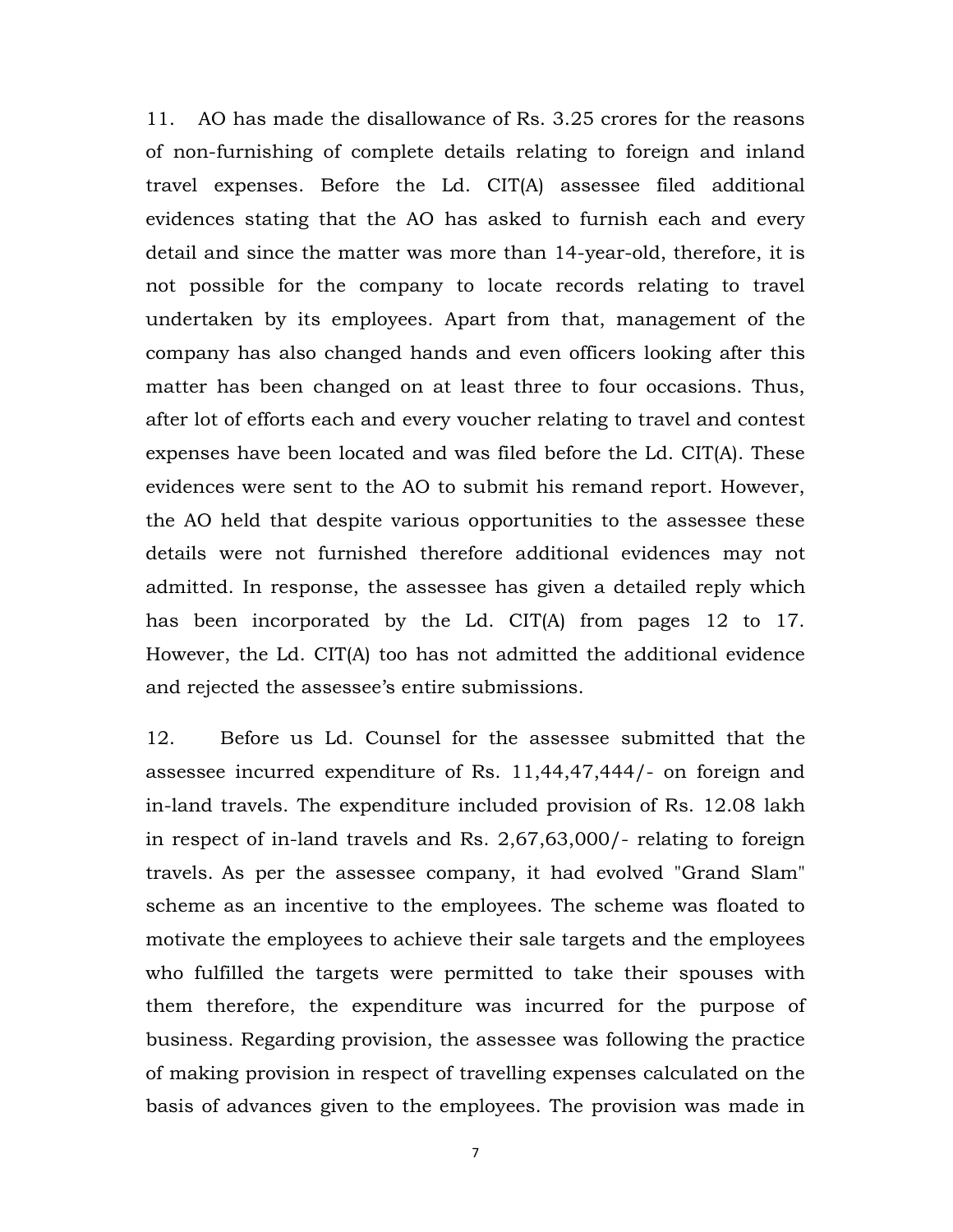11. AO has made the disallowance of Rs. 3.25 crores for the reasons of non-furnishing of complete details relating to foreign and inland travel expenses. Before the Ld. CIT(A) assessee filed additional evidences stating that the AO has asked to furnish each and every detail and since the matter was more than 14-year-old, therefore, it is not possible for the company to locate records relating to travel undertaken by its employees. Apart from that, management of the company has also changed hands and even officers looking after this matter has been changed on at least three to four occasions. Thus, after lot of efforts each and every voucher relating to travel and contest expenses have been located and was filed before the Ld. CIT(A). These evidences were sent to the AO to submit his remand report. However, the AO held that despite various opportunities to the assessee these details were not furnished therefore additional evidences may not admitted. In response, the assessee has given a detailed reply which has been incorporated by the Ld. CIT(A) from pages 12 to 17. However, the Ld. CIT(A) too has not admitted the additional evidence and rejected the assessee's entire submissions.

12. Before us Ld. Counsel for the assessee submitted that the assessee incurred expenditure of Rs. 11,44,47,444/- on foreign and in-land travels. The expenditure included provision of Rs. 12.08 lakh in respect of in-land travels and Rs. 2,67,63,000/- relating to foreign travels. As per the assessee company, it had evolved "Grand Slam" scheme as an incentive to the employees. The scheme was floated to motivate the employees to achieve their sale targets and the employees who fulfilled the targets were permitted to take their spouses with them therefore, the expenditure was incurred for the purpose of business. Regarding provision, the assessee was following the practice of making provision in respect of travelling expenses calculated on the basis of advances given to the employees. The provision was made in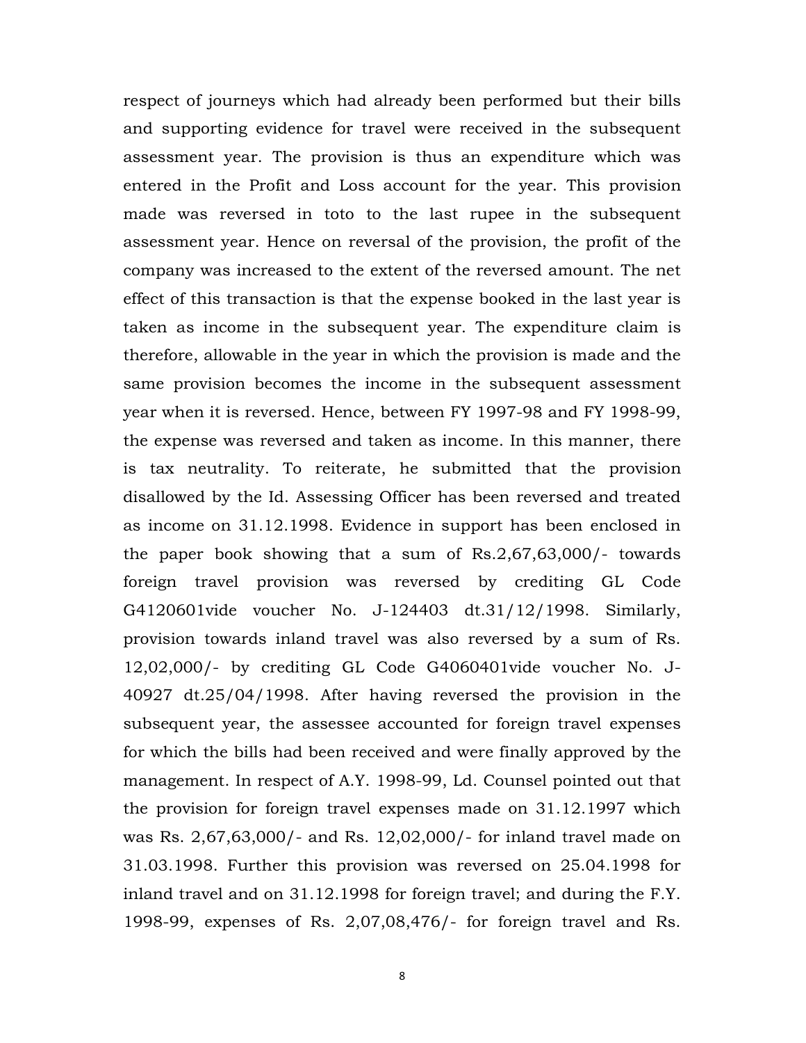respect of journeys which had already been performed but their bills and supporting evidence for travel were received in the subsequent assessment year. The provision is thus an expenditure which was entered in the Profit and Loss account for the year. This provision made was reversed in toto to the last rupee in the subsequent assessment year. Hence on reversal of the provision, the profit of the company was increased to the extent of the reversed amount. The net effect of this transaction is that the expense booked in the last year is taken as income in the subsequent year. The expenditure claim is therefore, allowable in the year in which the provision is made and the same provision becomes the income in the subsequent assessment year when it is reversed. Hence, between FY 1997-98 and FY 1998-99, the expense was reversed and taken as income. In this manner, there is tax neutrality. To reiterate, he submitted that the provision disallowed by the Id. Assessing Officer has been reversed and treated as income on 31.12.1998. Evidence in support has been enclosed in the paper book showing that a sum of Rs.2,67,63,000/- towards foreign travel provision was reversed by crediting GL Code G4120601vide voucher No. J-124403 dt.31/12/1998. Similarly, provision towards inland travel was also reversed by a sum of Rs. 12,02,000/- by crediting GL Code G4060401vide voucher No. J-40927 dt.25/04/1998. After having reversed the provision in the subsequent year, the assessee accounted for foreign travel expenses for which the bills had been received and were finally approved by the management. In respect of A.Y. 1998-99, Ld. Counsel pointed out that the provision for foreign travel expenses made on 31.12.1997 which was Rs. 2,67,63,000/- and Rs. 12,02,000/- for inland travel made on 31.03.1998. Further this provision was reversed on 25.04.1998 for inland travel and on 31.12.1998 for foreign travel; and during the F.Y. 1998-99, expenses of Rs. 2,07,08,476/- for foreign travel and Rs.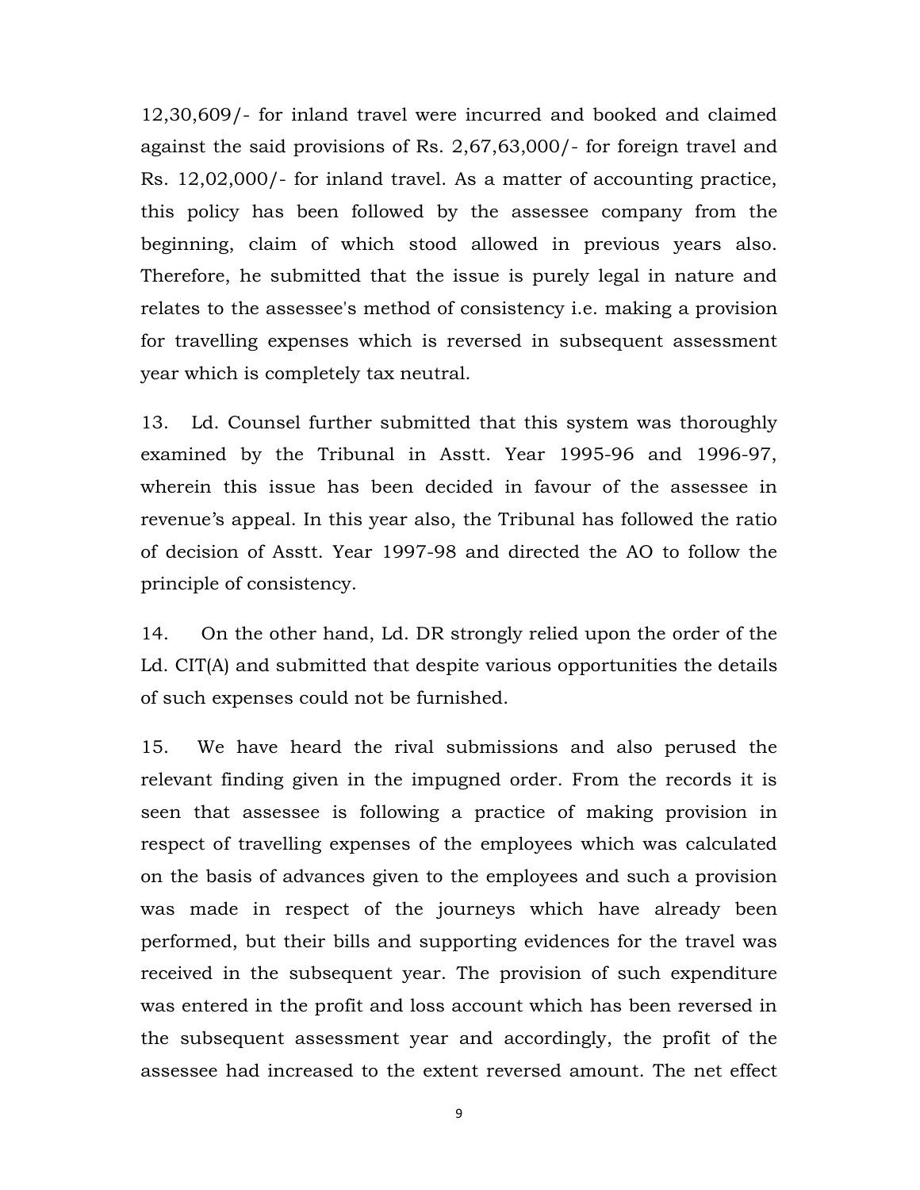12,30,609/- for inland travel were incurred and booked and claimed against the said provisions of Rs. 2,67,63,000/- for foreign travel and Rs. 12,02,000/- for inland travel. As a matter of accounting practice, this policy has been followed by the assessee company from the beginning, claim of which stood allowed in previous years also. Therefore, he submitted that the issue is purely legal in nature and relates to the assessee's method of consistency i.e. making a provision for travelling expenses which is reversed in subsequent assessment year which is completely tax neutral.

13. Ld. Counsel further submitted that this system was thoroughly examined by the Tribunal in Asstt. Year 1995-96 and 1996-97, wherein this issue has been decided in favour of the assessee in revenue's appeal. In this year also, the Tribunal has followed the ratio of decision of Asstt. Year 1997-98 and directed the AO to follow the principle of consistency.

14. On the other hand, Ld. DR strongly relied upon the order of the Ld. CIT(A) and submitted that despite various opportunities the details of such expenses could not be furnished.

15. We have heard the rival submissions and also perused the relevant finding given in the impugned order. From the records it is seen that assessee is following a practice of making provision in respect of travelling expenses of the employees which was calculated on the basis of advances given to the employees and such a provision was made in respect of the journeys which have already been performed, but their bills and supporting evidences for the travel was received in the subsequent year. The provision of such expenditure was entered in the profit and loss account which has been reversed in the subsequent assessment year and accordingly, the profit of the assessee had increased to the extent reversed amount. The net effect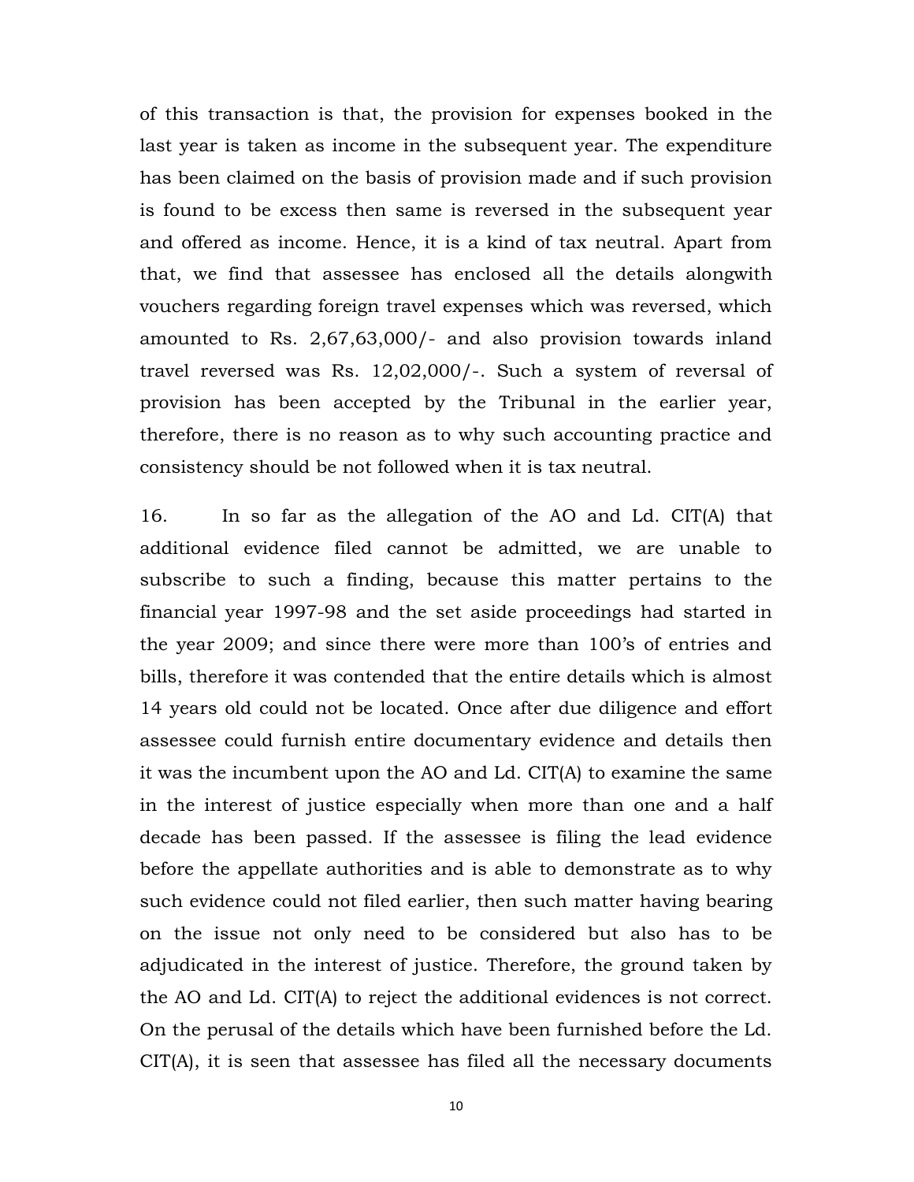of this transaction is that, the provision for expenses booked in the last year is taken as income in the subsequent year. The expenditure has been claimed on the basis of provision made and if such provision is found to be excess then same is reversed in the subsequent year and offered as income. Hence, it is a kind of tax neutral. Apart from that, we find that assessee has enclosed all the details alongwith vouchers regarding foreign travel expenses which was reversed, which amounted to Rs. 2,67,63,000/- and also provision towards inland travel reversed was Rs. 12,02,000/-. Such a system of reversal of provision has been accepted by the Tribunal in the earlier year, therefore, there is no reason as to why such accounting practice and consistency should be not followed when it is tax neutral.

16. In so far as the allegation of the AO and Ld. CIT(A) that additional evidence filed cannot be admitted, we are unable to subscribe to such a finding, because this matter pertains to the financial year 1997-98 and the set aside proceedings had started in the year 2009; and since there were more than 100's of entries and bills, therefore it was contended that the entire details which is almost 14 years old could not be located. Once after due diligence and effort assessee could furnish entire documentary evidence and details then it was the incumbent upon the AO and Ld. CIT(A) to examine the same in the interest of justice especially when more than one and a half decade has been passed. If the assessee is filing the lead evidence before the appellate authorities and is able to demonstrate as to why such evidence could not filed earlier, then such matter having bearing on the issue not only need to be considered but also has to be adjudicated in the interest of justice. Therefore, the ground taken by the AO and Ld. CIT(A) to reject the additional evidences is not correct. On the perusal of the details which have been furnished before the Ld. CIT(A), it is seen that assessee has filed all the necessary documents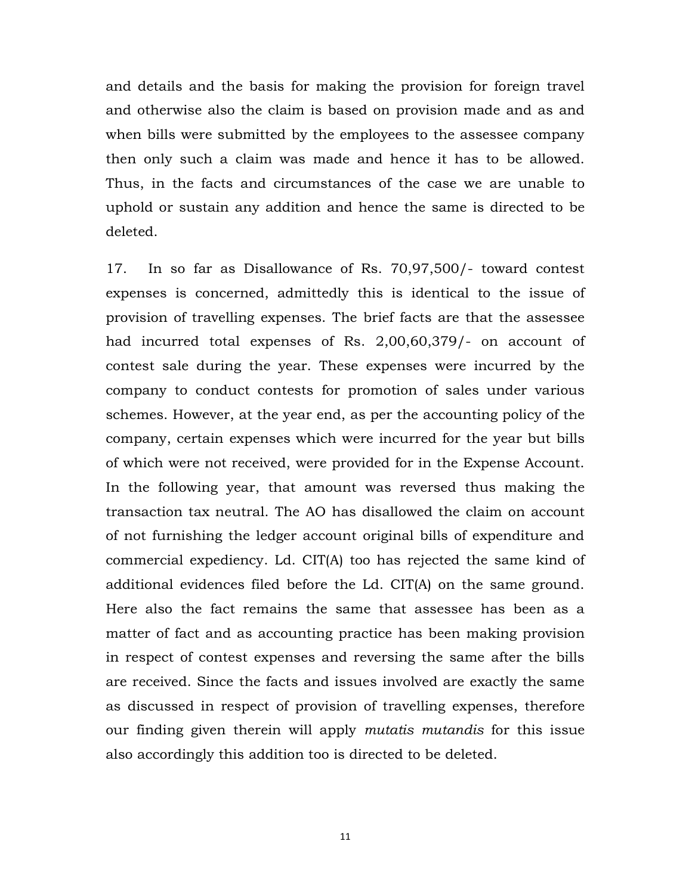and details and the basis for making the provision for foreign travel and otherwise also the claim is based on provision made and as and when bills were submitted by the employees to the assessee company then only such a claim was made and hence it has to be allowed. Thus, in the facts and circumstances of the case we are unable to uphold or sustain any addition and hence the same is directed to be deleted.

17. In so far as Disallowance of Rs. 70,97,500/- toward contest expenses is concerned, admittedly this is identical to the issue of provision of travelling expenses. The brief facts are that the assessee had incurred total expenses of Rs. 2,00,60,379/- on account of contest sale during the year. These expenses were incurred by the company to conduct contests for promotion of sales under various schemes. However, at the year end, as per the accounting policy of the company, certain expenses which were incurred for the year but bills of which were not received, were provided for in the Expense Account. In the following year, that amount was reversed thus making the transaction tax neutral. The AO has disallowed the claim on account of not furnishing the ledger account original bills of expenditure and commercial expediency. Ld. CIT(A) too has rejected the same kind of additional evidences filed before the Ld. CIT(A) on the same ground. Here also the fact remains the same that assessee has been as a matter of fact and as accounting practice has been making provision in respect of contest expenses and reversing the same after the bills are received. Since the facts and issues involved are exactly the same as discussed in respect of provision of travelling expenses, therefore our finding given therein will apply *mutatis mutandis* for this issue also accordingly this addition too is directed to be deleted.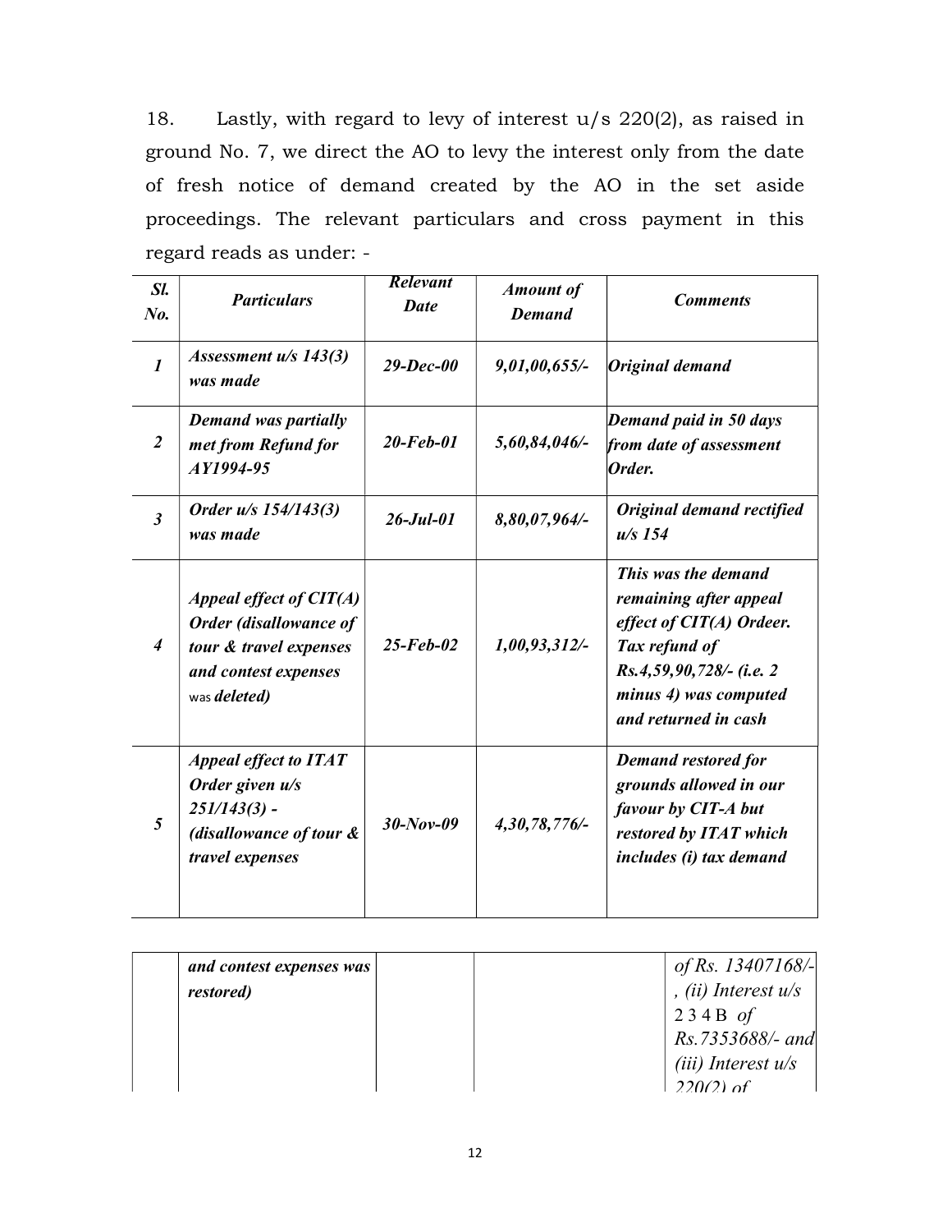18. Lastly, with regard to levy of interest u/s 220(2), as raised in ground No. 7, we direct the AO to levy the interest only from the date of fresh notice of demand created by the AO in the set aside proceedings. The relevant particulars and cross payment in this regard reads as under: -

| Sl. No. | Particulars | Relevant Date | Amount of Demand | Comments |
|---|---|---|---|---|
| ***1*** | ***Assessment u/s 143(3) was made*** | ***29-Dec-00*** | ***9,01,00,655/-*** | ***Original demand*** |
| ***2*** | ***Demand was partially met from Refund for AY1994-95*** | ***20-Feb-01*** | ***5,60,84,046/-*** | ***Demand paid in 50 days from date of assessment Order.*** |
| ***3*** | ***Order u/s 154/143(3) was made*** | ***26-Jul-01*** | ***8,80,07,964/-*** | ***Original demand rectified u/s 154*** |
| ***4*** | ***Appeal effect of CIT(A) Order (disallowance of tour & travel expenses and contest expenses*** was ***deleted)*** | ***25-Feb-02*** | ***1,00,93,312/-*** | ***This was the demand remaining after appeal effect of CIT(A) Ordeer. Tax refund of Rs.4,59,90,728/- (i.e. 2 minus 4) was computed and returned in cash*** |
| ***5*** | ***Appeal effect to ITAT Order given u/s 251/143(3) - (disallowance of tour & travel expenses and contest expenses was restored)*** | ***30-Nov-09*** | ***4,30,78,776/-*** | ***Demand restored for grounds allowed in our favour by CIT-A but restored by ITAT which includes (i) tax demand*** *of Rs. 13407168/-, (ii) Interest u/s 234B of Rs.7353688/- and (iii) Interest u/s 220(2) of* |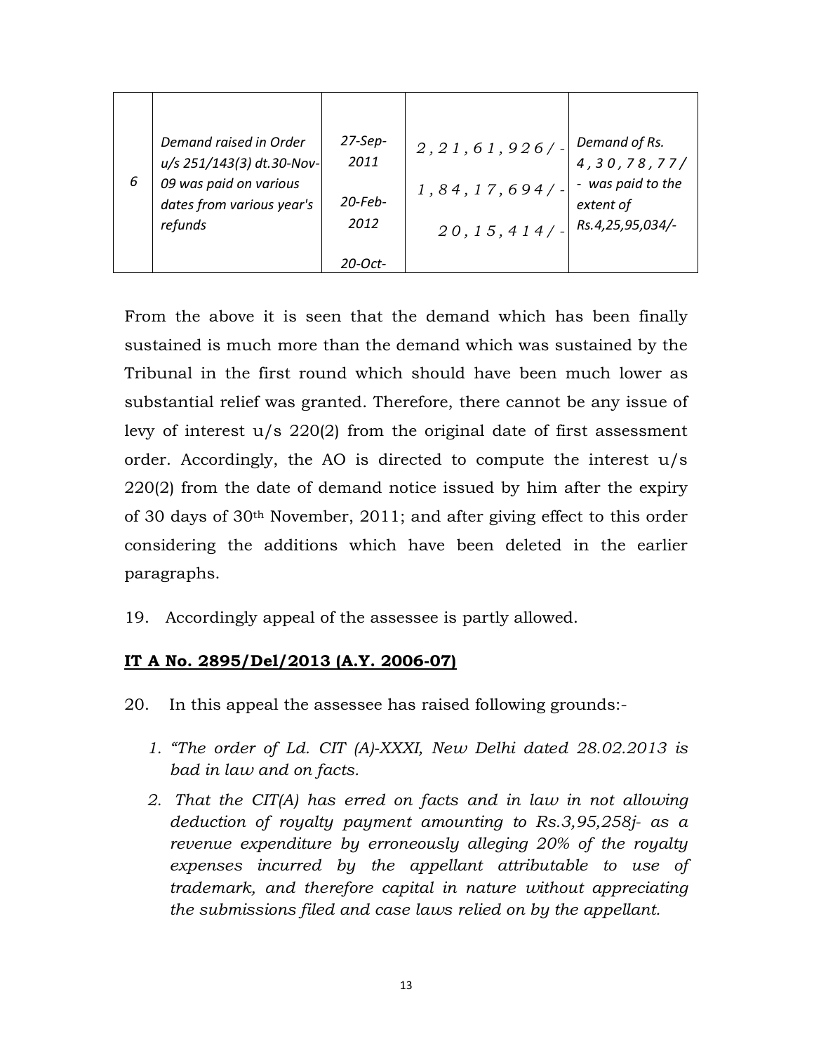| 6 | *Demand raised in Order u/s 251/143(3) dt.30-Nov-09 was paid on various dates from various year's refunds* | *27-Sep-2011*<br><br>*20-Feb-2012*<br><br>*20-Oct-* | *2,21,61,926/-*<br><br>*1,84,17,694/-*<br><br>*20,15,414/-* | *Demand of Rs. 4,30,78,77/- was paid to the extent of Rs.4,25,95,034/-* |
|---|---|---|---|---|

From the above it is seen that the demand which has been finally sustained is much more than the demand which was sustained by the Tribunal in the first round which should have been much lower as substantial relief was granted. Therefore, there cannot be any issue of levy of interest u/s 220(2) from the original date of first assessment order. Accordingly, the AO is directed to compute the interest u/s 220(2) from the date of demand notice issued by him after the expiry of 30 days of 30th November, 2011; and after giving effect to this order considering the additions which have been deleted in the earlier paragraphs.

19. Accordingly appeal of the assessee is partly allowed.

**IT A No. 2895/Del/2013 (A.Y. 2006-07)**

20. In this appeal the assessee has raised following grounds:-

1. *"The order of Ld. CIT (A)-XXXI, New Delhi dated 28.02.2013 is bad in law and on facts.*
2. *That the CIT(A) has erred on facts and in law in not allowing deduction of royalty payment amounting to Rs.3,95,258j- as a revenue expenditure by erroneously alleging 20% of the royalty expenses incurred by the appellant attributable to use of trademark, and therefore capital in nature without appreciating the submissions filed and case laws relied on by the appellant.*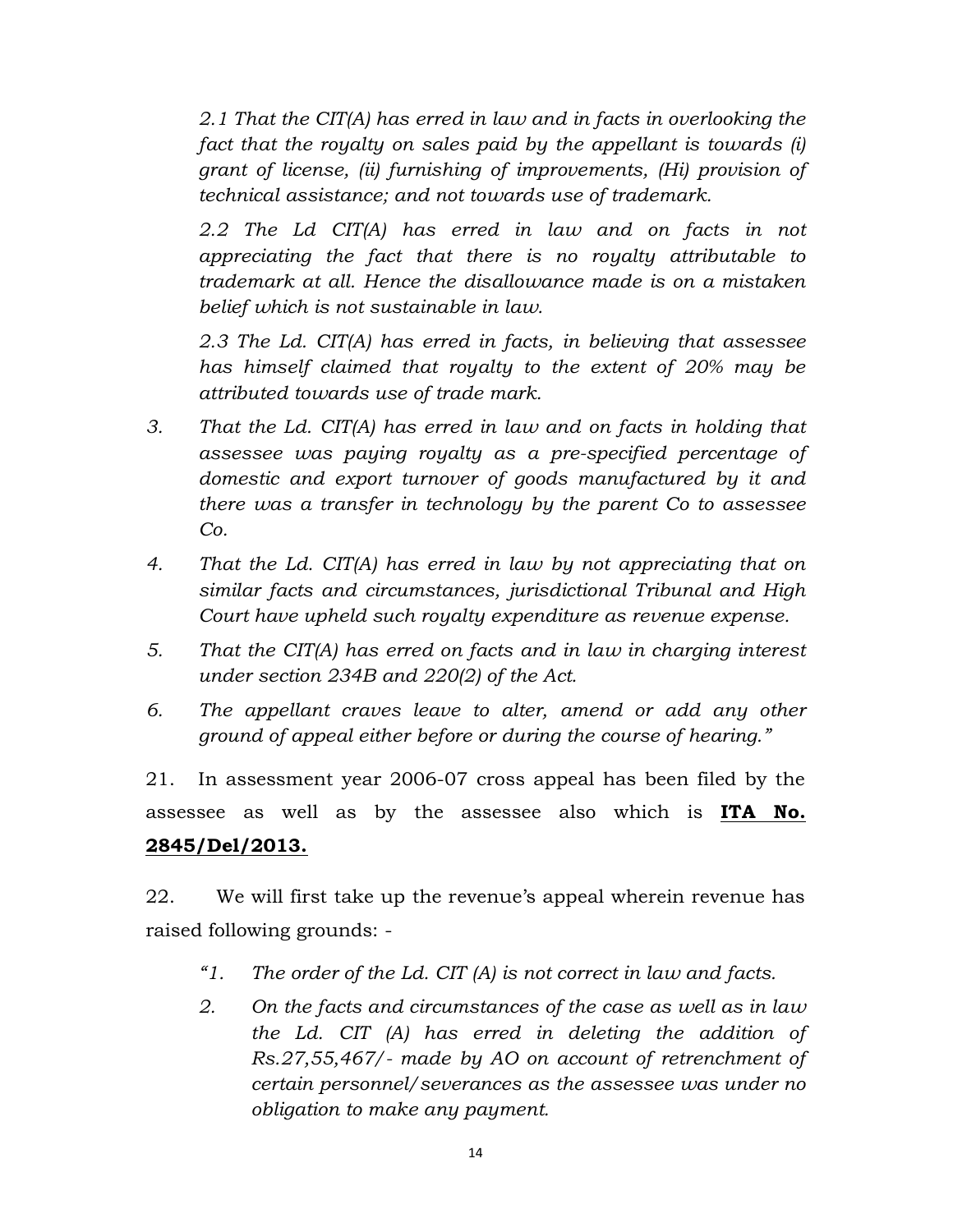*2.1 That the CIT(A) has erred in law and in facts in overlooking the fact that the royalty on sales paid by the appellant is towards (i) grant of license, (ii) furnishing of improvements, (Hi) provision of technical assistance; and not towards use of trademark.*

*2.2 The Ld CIT(A) has erred in law and on facts in not appreciating the fact that there is no royalty attributable to trademark at all. Hence the disallowance made is on a mistaken belief which is not sustainable in law.*

*2.3 The Ld. CIT(A) has erred in facts, in believing that assessee has himself claimed that royalty to the extent of 20% may be attributed towards use of trade mark.*

3. *That the Ld. CIT(A) has erred in law and on facts in holding that assessee was paying royalty as a pre-specified percentage of domestic and export turnover of goods manufactured by it and there was a transfer in technology by the parent Co to assessee Co.*
4. *That the Ld. CIT(A) has erred in law by not appreciating that on similar facts and circumstances, jurisdictional Tribunal and High Court have upheld such royalty expenditure as revenue expense.*
5. *That the CIT(A) has erred on facts and in law in charging interest under section 234B and 220(2) of the Act.*
6. *The appellant craves leave to alter, amend or add any other ground of appeal either before or during the course of hearing."*

21. In assessment year 2006-07 cross appeal has been filed by the assessee as well as by the assessee also which is **ITA No. 2845/Del/2013.**

22. We will first take up the revenue's appeal wherein revenue has raised following grounds: -

*"1. The order of the Ld. CIT (A) is not correct in law and facts.*

*2. On the facts and circumstances of the case as well as in law the Ld. CIT (A) has erred in deleting the addition of Rs.27,55,467/- made by AO on account of retrenchment of certain personnel/severances as the assessee was under no obligation to make any payment.*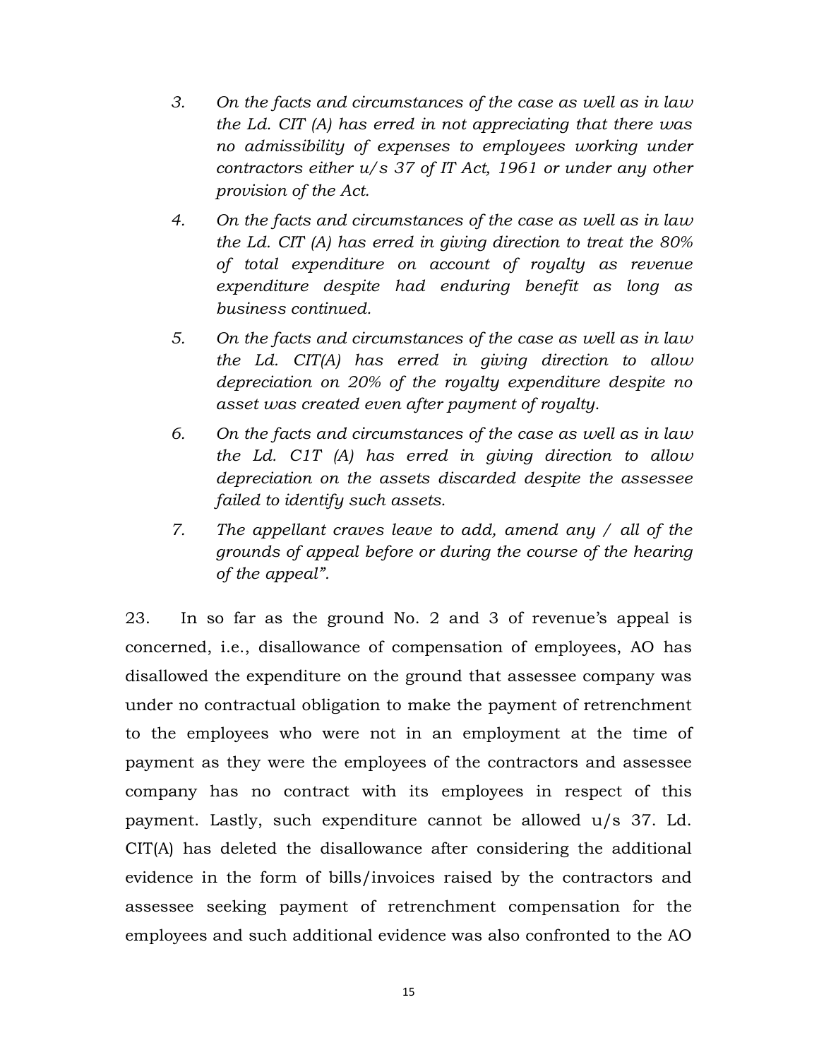3. *On the facts and circumstances of the case as well as in law the Ld. CIT (A) has erred in not appreciating that there was no admissibility of expenses to employees working under contractors either u/s 37 of IT Act, 1961 or under any other provision of the Act.*

4. *On the facts and circumstances of the case as well as in law the Ld. CIT (A) has erred in giving direction to treat the 80% of total expenditure on account of royalty as revenue expenditure despite had enduring benefit as long as business continued.*

5. *On the facts and circumstances of the case as well as in law the Ld. CIT(A) has erred in giving direction to allow depreciation on 20% of the royalty expenditure despite no asset was created even after payment of royalty.*

6. *On the facts and circumstances of the case as well as in law the Ld. C1T (A) has erred in giving direction to allow depreciation on the assets discarded despite the assessee failed to identify such assets.*

7. *The appellant craves leave to add, amend any / all of the grounds of appeal before or during the course of the hearing of the appeal".*

23. In so far as the ground No. 2 and 3 of revenue's appeal is concerned, i.e., disallowance of compensation of employees, AO has disallowed the expenditure on the ground that assessee company was under no contractual obligation to make the payment of retrenchment to the employees who were not in an employment at the time of payment as they were the employees of the contractors and assessee company has no contract with its employees in respect of this payment. Lastly, such expenditure cannot be allowed u/s 37. Ld. CIT(A) has deleted the disallowance after considering the additional evidence in the form of bills/invoices raised by the contractors and assessee seeking payment of retrenchment compensation for the employees and such additional evidence was also confronted to the AO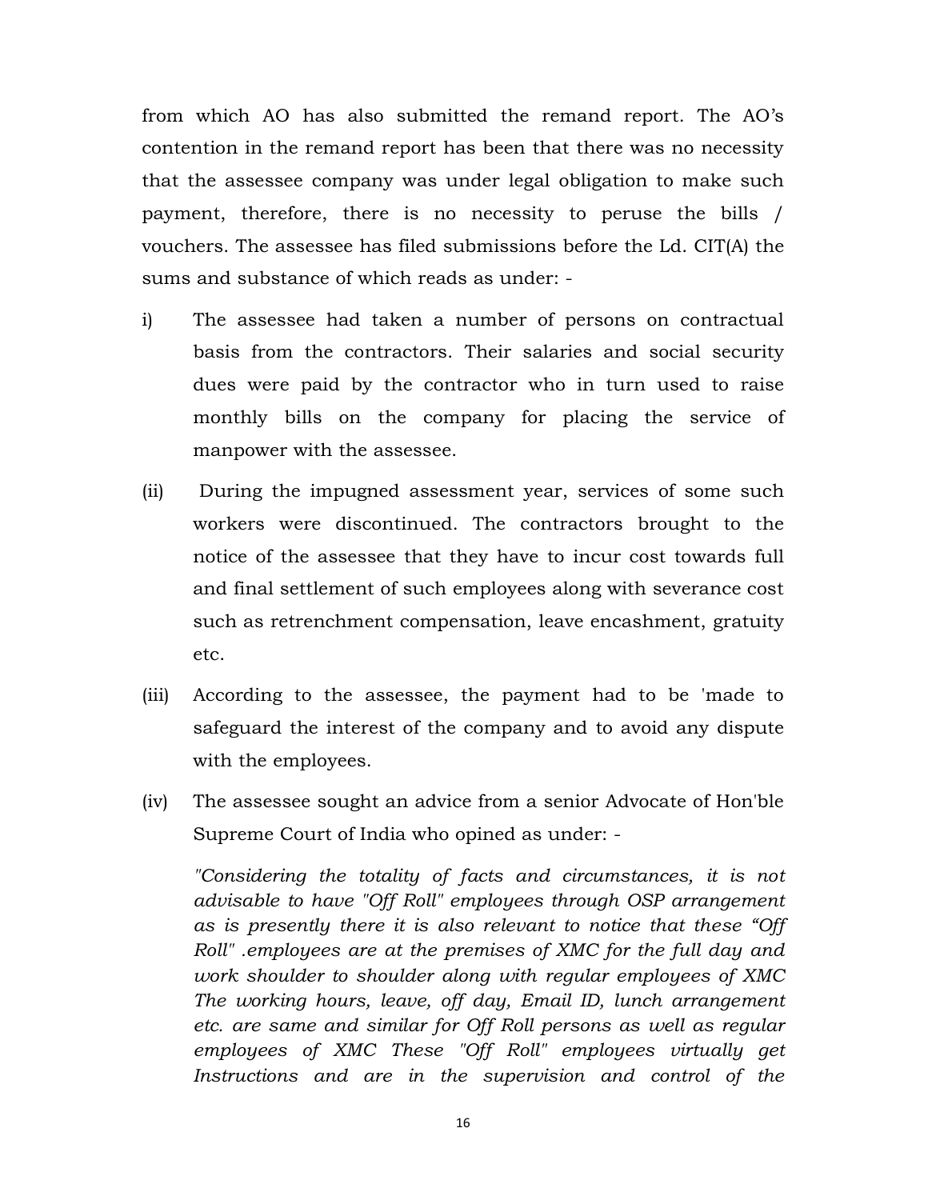from which AO has also submitted the remand report. The AO's contention in the remand report has been that there was no necessity that the assessee company was under legal obligation to make such payment, therefore, there is no necessity to peruse the bills / vouchers. The assessee has filed submissions before the Ld. CIT(A) the sums and substance of which reads as under: -

i) The assessee had taken a number of persons on contractual basis from the contractors. Their salaries and social security dues were paid by the contractor who in turn used to raise monthly bills on the company for placing the service of manpower with the assessee.

(ii) During the impugned assessment year, services of some such workers were discontinued. The contractors brought to the notice of the assessee that they have to incur cost towards full and final settlement of such employees along with severance cost such as retrenchment compensation, leave encashment, gratuity etc.

(iii) According to the assessee, the payment had to be 'made to safeguard the interest of the company and to avoid any dispute with the employees.

(iv) The assessee sought an advice from a senior Advocate of Hon'ble Supreme Court of India who opined as under: -

*"Considering the totality of facts and circumstances, it is not advisable to have "Off Roll" employees through OSP arrangement as is presently there it is also relevant to notice that these "Off Roll" .employees are at the premises of XMC for the full day and work shoulder to shoulder along with regular employees of XMC The working hours, leave, off day, Email ID, lunch arrangement etc. are same and similar for Off Roll persons as well as regular employees of XMC These "Off Roll" employees virtually get Instructions and are in the supervision and control of the*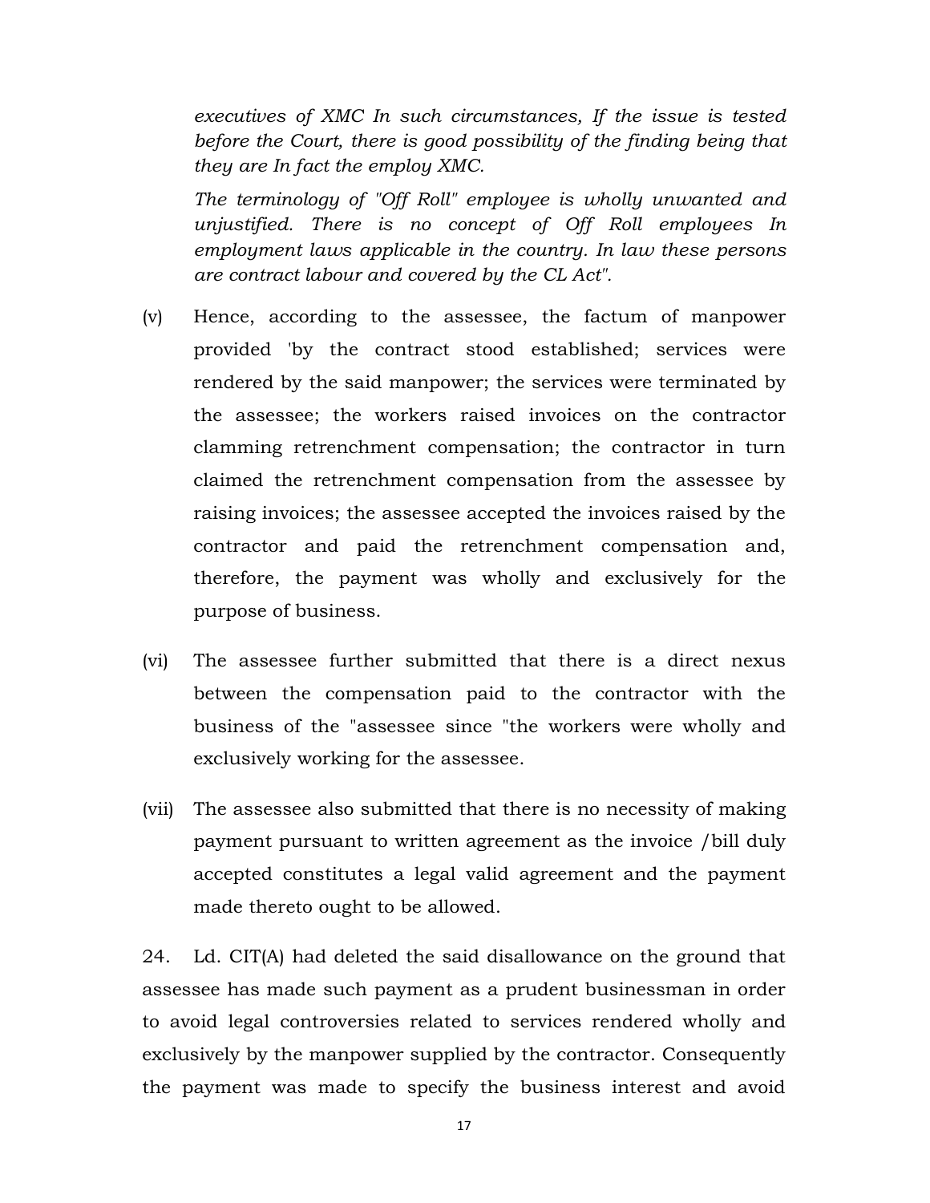*executives of XMC In such circumstances, If the issue is tested before the Court, there is good possibility of the finding being that they are In fact the employ XMC.*

*The terminology of "Off Roll" employee is wholly unwanted and unjustified. There is no concept of Off Roll employees In employment laws applicable in the country. In law these persons are contract labour and covered by the CL Act".*

(v) Hence, according to the assessee, the factum of manpower provided 'by the contract stood established; services were rendered by the said manpower; the services were terminated by the assessee; the workers raised invoices on the contractor clamming retrenchment compensation; the contractor in turn claimed the retrenchment compensation from the assessee by raising invoices; the assessee accepted the invoices raised by the contractor and paid the retrenchment compensation and, therefore, the payment was wholly and exclusively for the purpose of business.

(vi) The assessee further submitted that there is a direct nexus between the compensation paid to the contractor with the business of the "assessee since "the workers were wholly and exclusively working for the assessee.

(vii) The assessee also submitted that there is no necessity of making payment pursuant to written agreement as the invoice /bill duly accepted constitutes a legal valid agreement and the payment made thereto ought to be allowed.

24. Ld. CIT(A) had deleted the said disallowance on the ground that assessee has made such payment as a prudent businessman in order to avoid legal controversies related to services rendered wholly and exclusively by the manpower supplied by the contractor. Consequently the payment was made to specify the business interest and avoid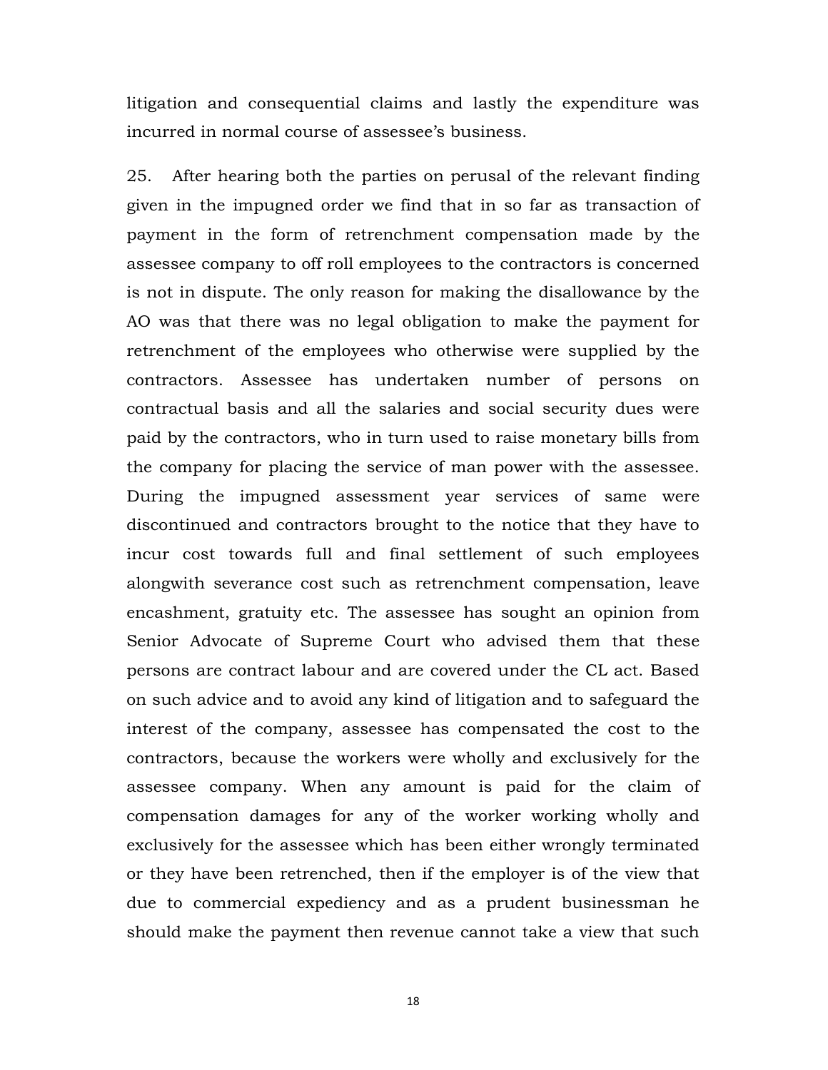litigation and consequential claims and lastly the expenditure was incurred in normal course of assessee's business.

25. After hearing both the parties on perusal of the relevant finding given in the impugned order we find that in so far as transaction of payment in the form of retrenchment compensation made by the assessee company to off roll employees to the contractors is concerned is not in dispute. The only reason for making the disallowance by the AO was that there was no legal obligation to make the payment for retrenchment of the employees who otherwise were supplied by the contractors. Assessee has undertaken number of persons on contractual basis and all the salaries and social security dues were paid by the contractors, who in turn used to raise monetary bills from the company for placing the service of man power with the assessee. During the impugned assessment year services of same were discontinued and contractors brought to the notice that they have to incur cost towards full and final settlement of such employees alongwith severance cost such as retrenchment compensation, leave encashment, gratuity etc. The assessee has sought an opinion from Senior Advocate of Supreme Court who advised them that these persons are contract labour and are covered under the CL act. Based on such advice and to avoid any kind of litigation and to safeguard the interest of the company, assessee has compensated the cost to the contractors, because the workers were wholly and exclusively for the assessee company. When any amount is paid for the claim of compensation damages for any of the worker working wholly and exclusively for the assessee which has been either wrongly terminated or they have been retrenched, then if the employer is of the view that due to commercial expediency and as a prudent businessman he should make the payment then revenue cannot take a view that such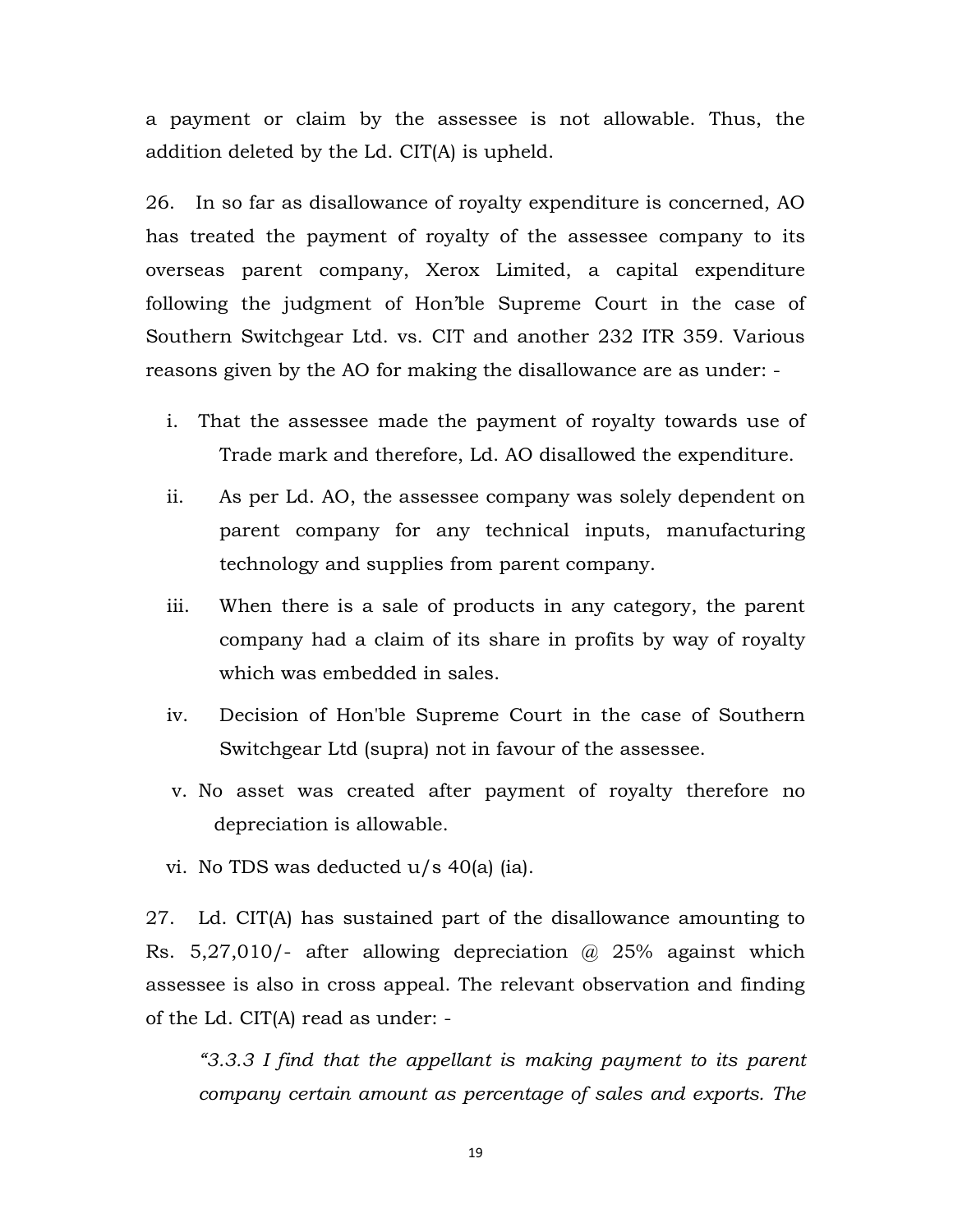a payment or claim by the assessee is not allowable. Thus, the addition deleted by the Ld. CIT(A) is upheld.

26. In so far as disallowance of royalty expenditure is concerned, AO has treated the payment of royalty of the assessee company to its overseas parent company, Xerox Limited, a capital expenditure following the judgment of Hon'ble Supreme Court in the case of Southern Switchgear Ltd. vs. CIT and another 232 ITR 359. Various reasons given by the AO for making the disallowance are as under: -

i. That the assessee made the payment of royalty towards use of Trade mark and therefore, Ld. AO disallowed the expenditure.

ii. As per Ld. AO, the assessee company was solely dependent on parent company for any technical inputs, manufacturing technology and supplies from parent company.

iii. When there is a sale of products in any category, the parent company had a claim of its share in profits by way of royalty which was embedded in sales.

iv. Decision of Hon'ble Supreme Court in the case of Southern Switchgear Ltd (supra) not in favour of the assessee.

v. No asset was created after payment of royalty therefore no depreciation is allowable.

vi. No TDS was deducted u/s 40(a) (ia).

27. Ld. CIT(A) has sustained part of the disallowance amounting to Rs. 5,27,010/- after allowing depreciation @ 25% against which assessee is also in cross appeal. The relevant observation and finding of the Ld. CIT(A) read as under: -

> *"3.3.3 I find that the appellant is making payment to its parent company certain amount as percentage of sales and exports. The*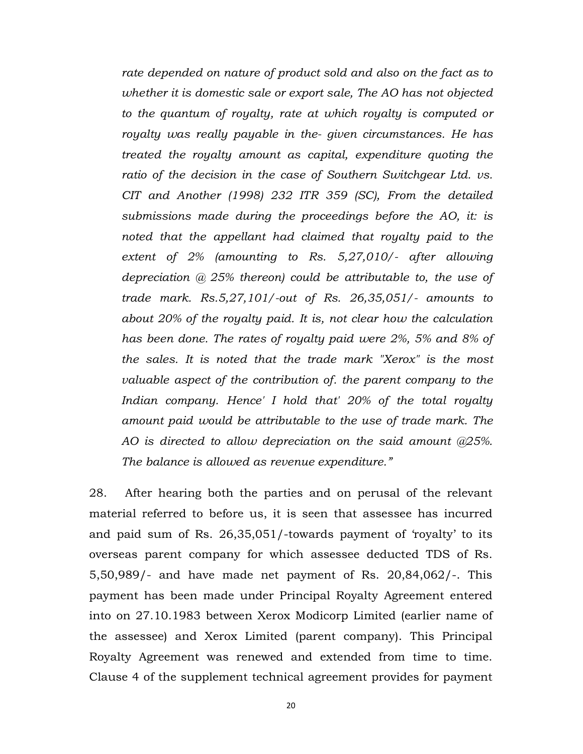*rate depended on nature of product sold and also on the fact as to whether it is domestic sale or export sale, The AO has not objected to the quantum of royalty, rate at which royalty is computed or royalty was really payable in the- given circumstances. He has treated the royalty amount as capital, expenditure quoting the ratio of the decision in the case of Southern Switchgear Ltd. vs. CIT and Another (1998) 232 ITR 359 (SC), From the detailed submissions made during the proceedings before the AO, it: is noted that the appellant had claimed that royalty paid to the extent of 2% (amounting to Rs. 5,27,010/- after allowing depreciation @ 25% thereon) could be attributable to, the use of trade mark. Rs.5,27,101/-out of Rs. 26,35,051/- amounts to about 20% of the royalty paid. It is, not clear how the calculation has been done. The rates of royalty paid were 2%, 5% and 8% of the sales. It is noted that the trade mark "Xerox" is the most valuable aspect of the contribution of. the parent company to the Indian company. Hence' I hold that' 20% of the total royalty amount paid would be attributable to the use of trade mark. The AO is directed to allow depreciation on the said amount @25%. The balance is allowed as revenue expenditure."*

28. After hearing both the parties and on perusal of the relevant material referred to before us, it is seen that assessee has incurred and paid sum of Rs. 26,35,051/-towards payment of 'royalty' to its overseas parent company for which assessee deducted TDS of Rs. 5,50,989/- and have made net payment of Rs. 20,84,062/-. This payment has been made under Principal Royalty Agreement entered into on 27.10.1983 between Xerox Modicorp Limited (earlier name of the assessee) and Xerox Limited (parent company). This Principal Royalty Agreement was renewed and extended from time to time. Clause 4 of the supplement technical agreement provides for payment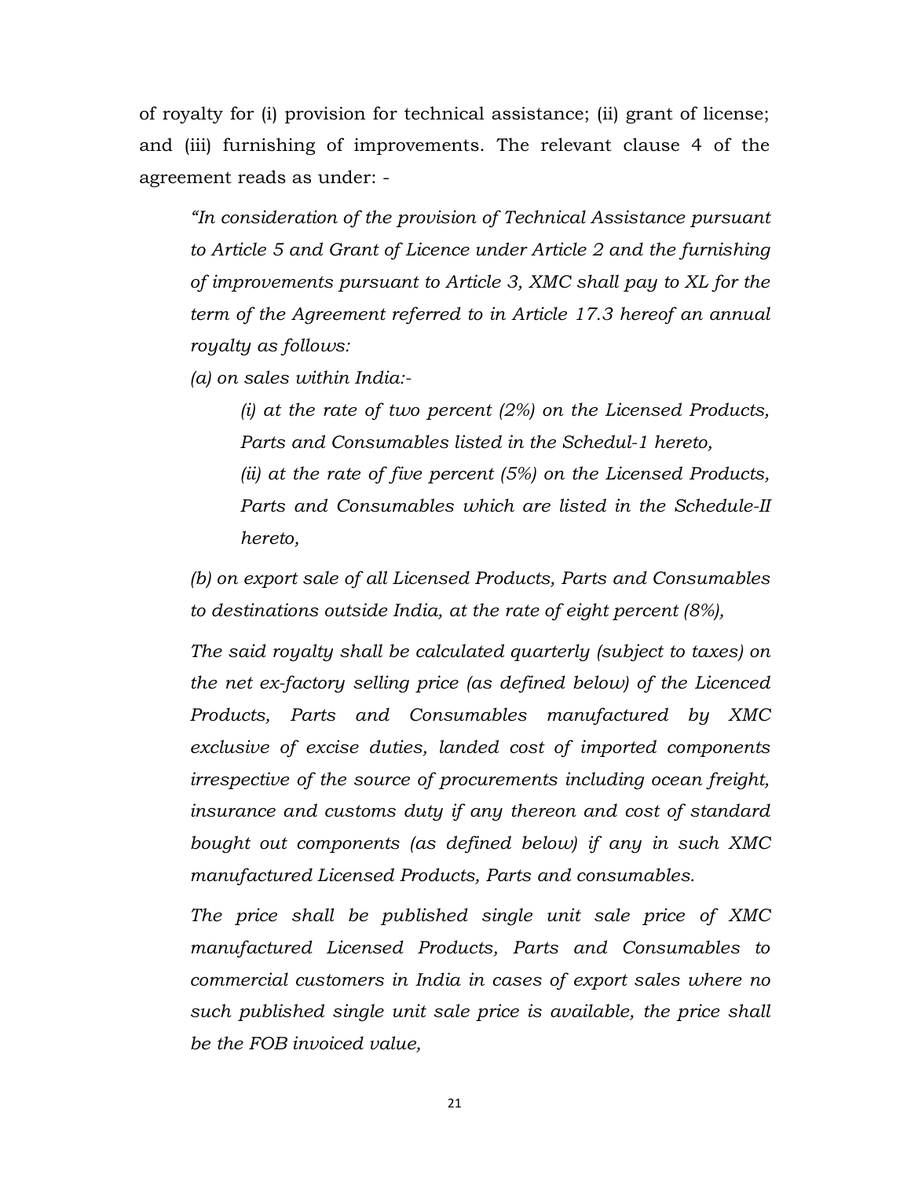of royalty for (i) provision for technical assistance; (ii) grant of license; and (iii) furnishing of improvements. The relevant clause 4 of the agreement reads as under: -

> *"In consideration of the provision of Technical Assistance pursuant to Article 5 and Grant of Licence under Article 2 and the furnishing of improvements pursuant to Article 3, XMC shall pay to XL for the term of the Agreement referred to in Article 17.3 hereof an annual royalty as follows:*
>
> *(a) on sales within India:-*
>
> > *(i) at the rate of two percent (2%) on the Licensed Products, Parts and Consumables listed in the Schedul-1 hereto,*
> >
> > *(ii) at the rate of five percent (5%) on the Licensed Products, Parts and Consumables which are listed in the Schedule-II hereto,*
>
> *(b) on export sale of all Licensed Products, Parts and Consumables to destinations outside India, at the rate of eight percent (8%),*
>
> *The said royalty shall be calculated quarterly (subject to taxes) on the net ex-factory selling price (as defined below) of the Licenced Products, Parts and Consumables manufactured by XMC exclusive of excise duties, landed cost of imported components irrespective of the source of procurements including ocean freight, insurance and customs duty if any thereon and cost of standard bought out components (as defined below) if any in such XMC manufactured Licensed Products, Parts and consumables.*
>
> *The price shall be published single unit sale price of XMC manufactured Licensed Products, Parts and Consumables to commercial customers in India in cases of export sales where no such published single unit sale price is available, the price shall be the FOB invoiced value,*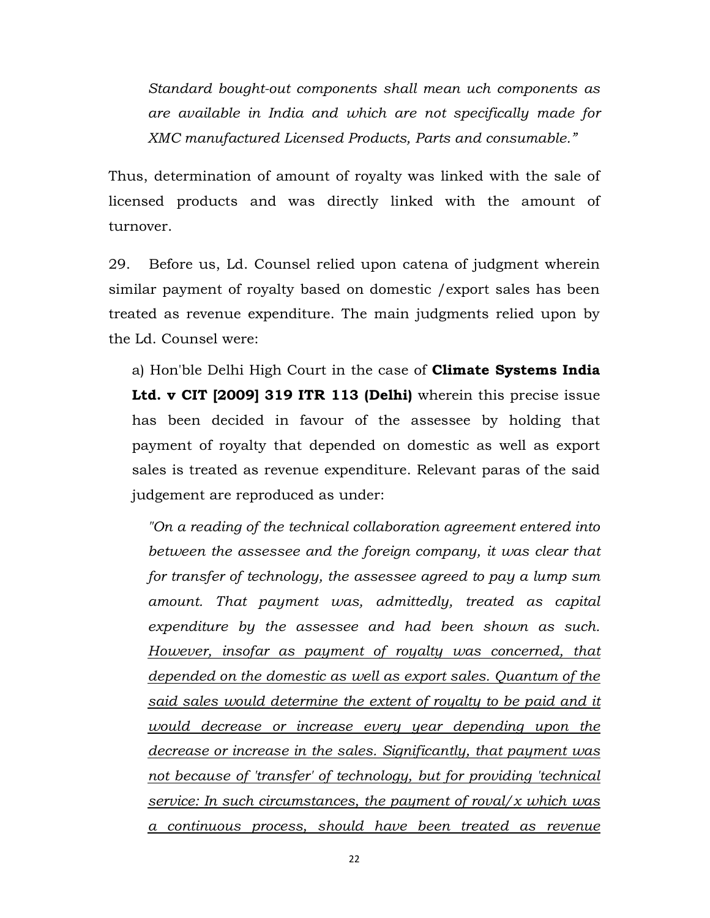*Standard bought-out components shall mean uch components as are available in India and which are not specifically made for XMC manufactured Licensed Products, Parts and consumable."*

Thus, determination of amount of royalty was linked with the sale of licensed products and was directly linked with the amount of turnover.

29. Before us, Ld. Counsel relied upon catena of judgment wherein similar payment of royalty based on domestic /export sales has been treated as revenue expenditure. The main judgments relied upon by the Ld. Counsel were:

a) Hon'ble Delhi High Court in the case of **Climate Systems India Ltd. v CIT [2009] 319 ITR 113 (Delhi)** wherein this precise issue has been decided in favour of the assessee by holding that payment of royalty that depended on domestic as well as export sales is treated as revenue expenditure. Relevant paras of the said judgement are reproduced as under:

*"On a reading of the technical collaboration agreement entered into between the assessee and the foreign company, it was clear that for transfer of technology, the assessee agreed to pay a lump sum amount. That payment was, admittedly, treated as capital expenditure by the assessee and had been shown as such. <u>However, insofar as payment of royalty was concerned, that depended on the domestic as well as export sales. Quantum of the said sales would determine the extent of royalty to be paid and it would decrease or increase every year depending upon the decrease or increase in the sales. Significantly, that payment was not because of 'transfer' of technology, but for providing 'technical service: In such circumstances, the payment of roval/x which was a continuous process, should have been treated as revenue</u>*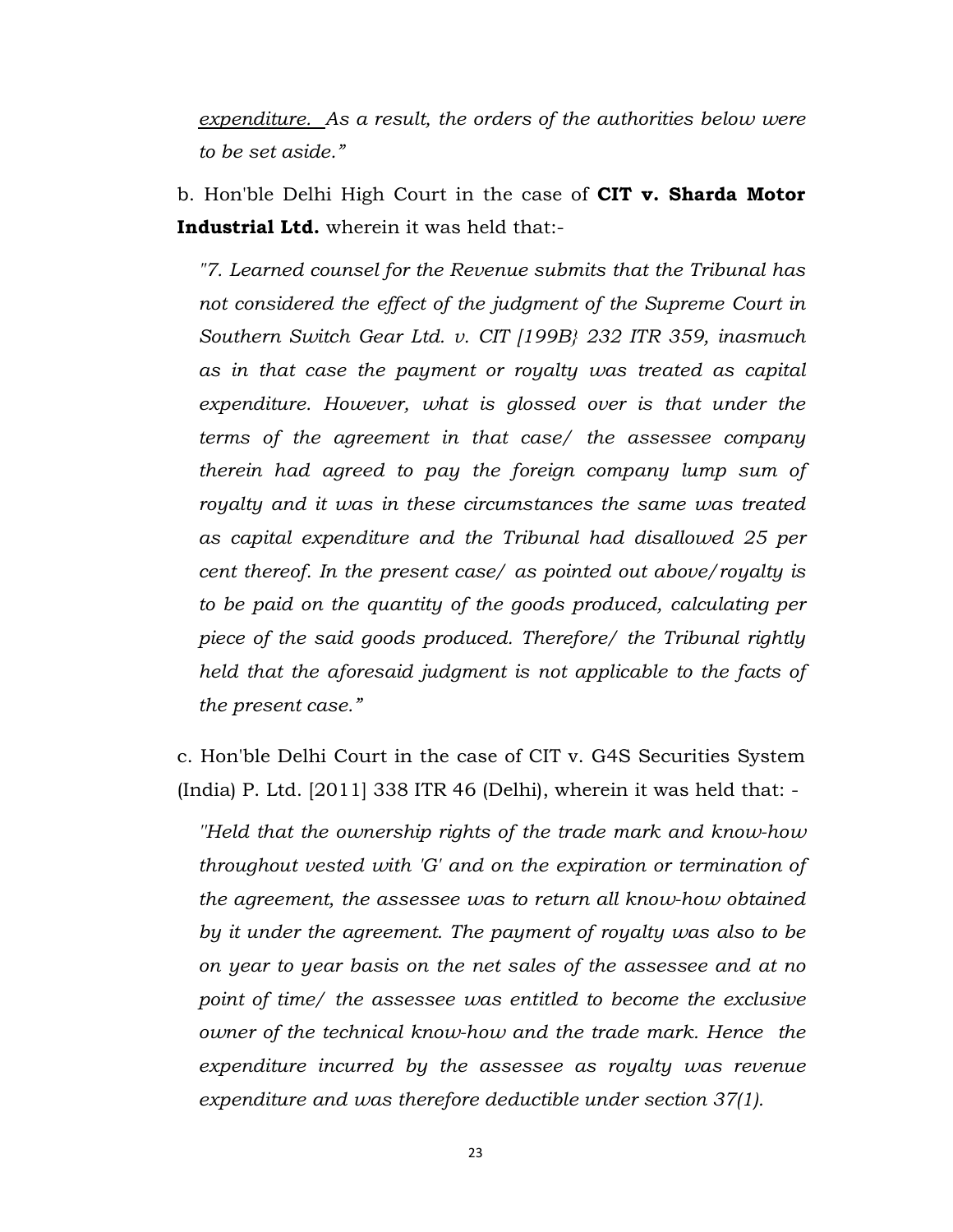*<u>expenditure.</u> As a result, the orders of the authorities below were to be set aside."*

b. Hon'ble Delhi High Court in the case of **CIT v. Sharda Motor Industrial Ltd.** wherein it was held that:-

> *"7. Learned counsel for the Revenue submits that the Tribunal has not considered the effect of the judgment of the Supreme Court in Southern Switch Gear Ltd. v. CIT [199B} 232 ITR 359, inasmuch as in that case the payment or royalty was treated as capital expenditure. However, what is glossed over is that under the terms of the agreement in that case/ the assessee company therein had agreed to pay the foreign company lump sum of royalty and it was in these circumstances the same was treated as capital expenditure and the Tribunal had disallowed 25 per cent thereof. In the present case/ as pointed out above/royalty is to be paid on the quantity of the goods produced, calculating per piece of the said goods produced. Therefore/ the Tribunal rightly held that the aforesaid judgment is not applicable to the facts of the present case."*

c. Hon'ble Delhi Court in the case of CIT v. G4S Securities System (India) P. Ltd. [2011] 338 ITR 46 (Delhi), wherein it was held that: -

> *"Held that the ownership rights of the trade mark and know-how throughout vested with 'G' and on the expiration or termination of the agreement, the assessee was to return all know-how obtained by it under the agreement. The payment of royalty was also to be on year to year basis on the net sales of the assessee and at no point of time/ the assessee was entitled to become the exclusive owner of the technical know-how and the trade mark. Hence the expenditure incurred by the assessee as royalty was revenue expenditure and was therefore deductible under section 37(1).*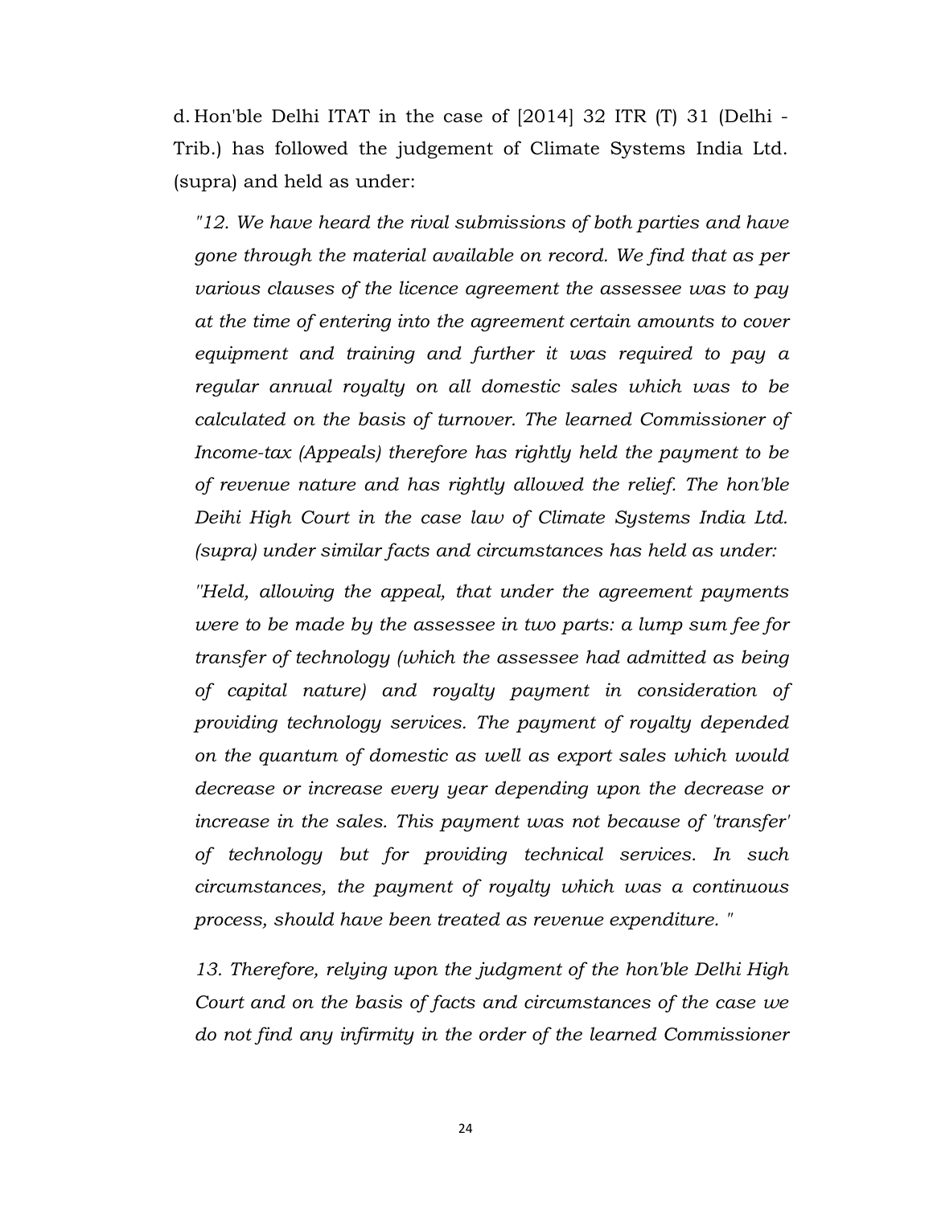d. Hon'ble Delhi ITAT in the case of [2014] 32 ITR (T) 31 (Delhi - Trib.) has followed the judgement of Climate Systems India Ltd. (supra) and held as under:

> *"12. We have heard the rival submissions of both parties and have gone through the material available on record. We find that as per various clauses of the licence agreement the assessee was to pay at the time of entering into the agreement certain amounts to cover equipment and training and further it was required to pay a regular annual royalty on all domestic sales which was to be calculated on the basis of turnover. The learned Commissioner of Income-tax (Appeals) therefore has rightly held the payment to be of revenue nature and has rightly allowed the relief. The hon'ble Deihi High Court in the case law of Climate Systems India Ltd. (supra) under similar facts and circumstances has held as under:*
>
> *"Held, allowing the appeal, that under the agreement payments were to be made by the assessee in two parts: a lump sum fee for transfer of technology (which the assessee had admitted as being of capital nature) and royalty payment in consideration of providing technology services. The payment of royalty depended on the quantum of domestic as well as export sales which would decrease or increase every year depending upon the decrease or increase in the sales. This payment was not because of 'transfer' of technology but for providing technical services. In such circumstances, the payment of royalty which was a continuous process, should have been treated as revenue expenditure. "*
>
> *13. Therefore, relying upon the judgment of the hon'ble Delhi High Court and on the basis of facts and circumstances of the case we do not find any infirmity in the order of the learned Commissioner*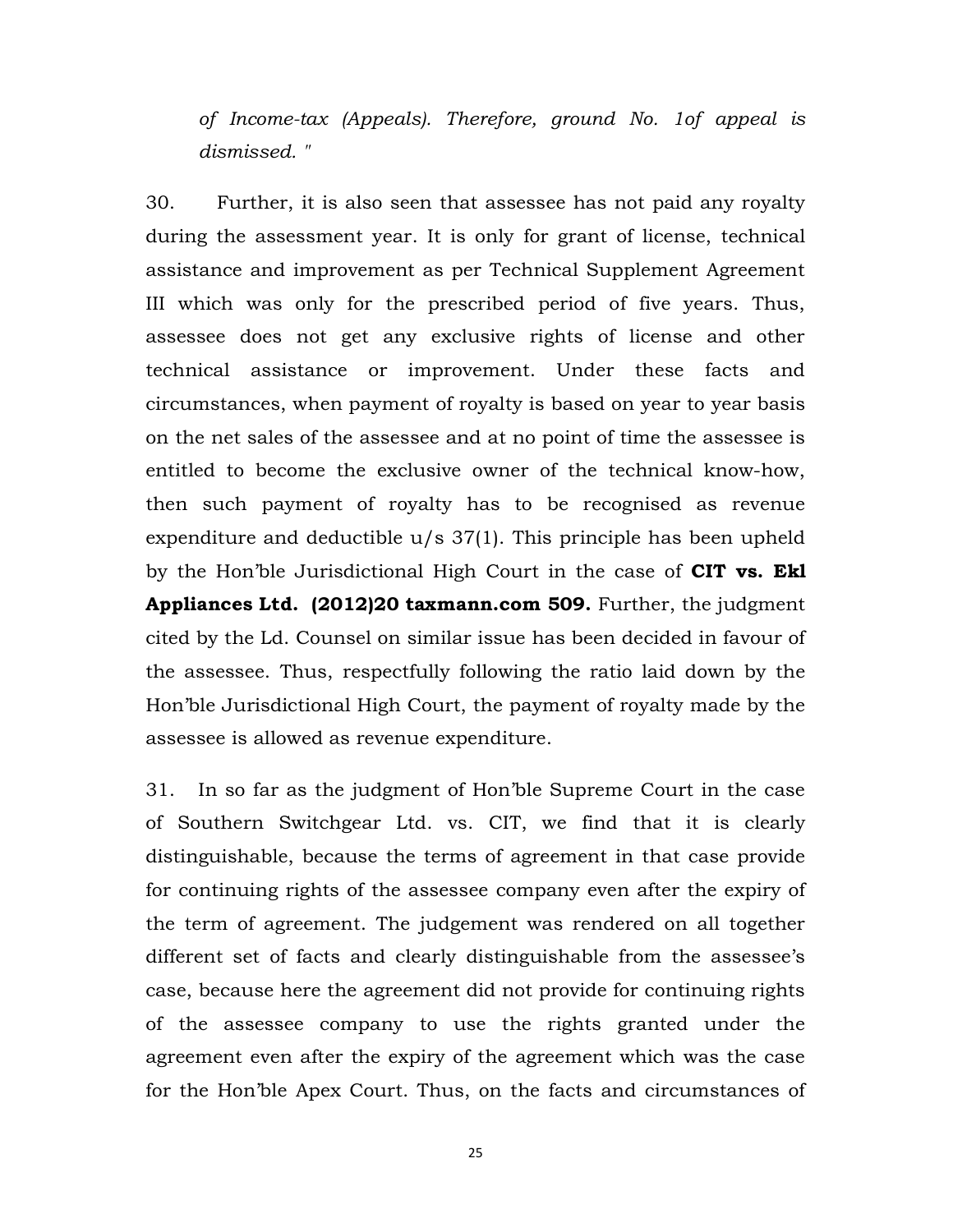*of Income-tax (Appeals). Therefore, ground No. 1of appeal is dismissed. "*

30. Further, it is also seen that assessee has not paid any royalty during the assessment year. It is only for grant of license, technical assistance and improvement as per Technical Supplement Agreement III which was only for the prescribed period of five years. Thus, assessee does not get any exclusive rights of license and other technical assistance or improvement. Under these facts and circumstances, when payment of royalty is based on year to year basis on the net sales of the assessee and at no point of time the assessee is entitled to become the exclusive owner of the technical know-how, then such payment of royalty has to be recognised as revenue expenditure and deductible u/s 37(1). This principle has been upheld by the Hon'ble Jurisdictional High Court in the case of **CIT vs. Ekl Appliances Ltd. (2012)20 taxmann.com 509.** Further, the judgment cited by the Ld. Counsel on similar issue has been decided in favour of the assessee. Thus, respectfully following the ratio laid down by the Hon'ble Jurisdictional High Court, the payment of royalty made by the assessee is allowed as revenue expenditure.

31. In so far as the judgment of Hon'ble Supreme Court in the case of Southern Switchgear Ltd. vs. CIT, we find that it is clearly distinguishable, because the terms of agreement in that case provide for continuing rights of the assessee company even after the expiry of the term of agreement. The judgement was rendered on all together different set of facts and clearly distinguishable from the assessee's case, because here the agreement did not provide for continuing rights of the assessee company to use the rights granted under the agreement even after the expiry of the agreement which was the case for the Hon'ble Apex Court. Thus, on the facts and circumstances of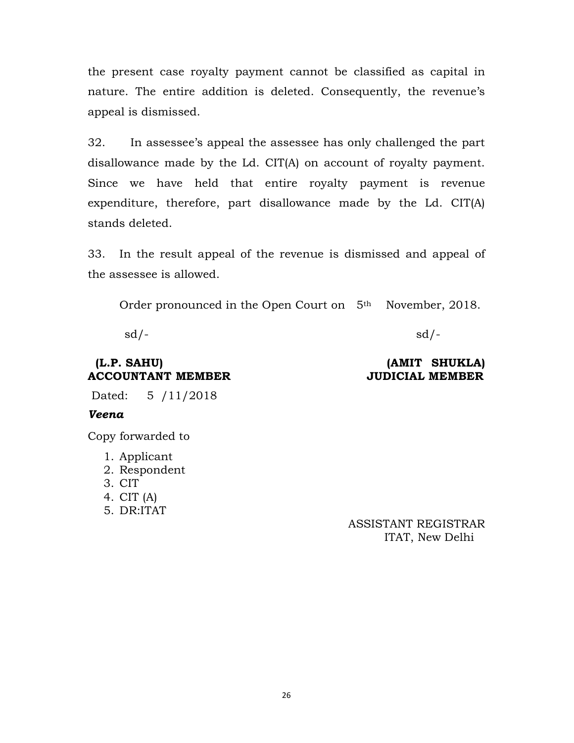the present case royalty payment cannot be classified as capital in nature. The entire addition is deleted. Consequently, the revenue's appeal is dismissed.

32. In assessee's appeal the assessee has only challenged the part disallowance made by the Ld. CIT(A) on account of royalty payment. Since we have held that entire royalty payment is revenue expenditure, therefore, part disallowance made by the Ld. CIT(A) stands deleted.

33. In the result appeal of the revenue is dismissed and appeal of the assessee is allowed.

Order pronounced in the Open Court on 5th November, 2018.

sd/- sd/-

**(L.P. SAHU)**
**ACCOUNTANT MEMBER**

**(AMIT SHUKLA)**
**JUDICIAL MEMBER**

Dated: 5 /11/2018

***Veena***

Copy forwarded to

1. Applicant
2. Respondent
3. CIT
4. CIT (A)
5. DR:ITAT

ASSISTANT REGISTRAR
ITAT, New Delhi